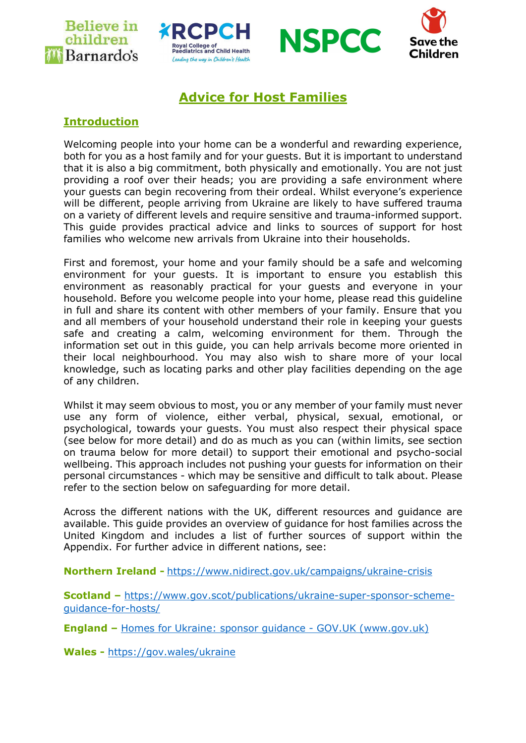# Advice for Host Families

## Introduction

Welcoming people into your home can be a wonderful and rewarding experience, both for you as a host family and for your guests. But it is important to understand that it is also a big commitment, both physically and emotionally. You are not just providing a roof over their heads; you are providing a safe environment where your guests can begin recovering from their ordeal. Whilst everyone's experience will be different, people arriving from Ukraine are likely to have suffered trauma on a variety of different levels and require sensitive and trauma-informed support. This guide provides practical advice and links to sources of support for host families who welcome new arrivals from Ukraine into their households.

First and foremost, your home and your family should be a safe and welcoming environment for your guests. It is important to ensure you establish this environment as reasonably practical for your guests and everyone in your household. Before you welcome people into your home, please read this guideline in full and share its content with other members of your family. Ensure that you and all members of your household understand their role in keeping your guests safe and creating a calm, welcoming environment for them. Through the information set out in this guide, you can help arrivals become more oriented in their local neighbourhood. You may also wish to share more of your local knowledge, such as locating parks and other play facilities depending on the age of any children.

Whilst it may seem obvious to most, you or any member of your family must never use any form of violence, either verbal, physical, sexual, emotional, or psychological, towards your guests. You must also respect their physical space (see below for more detail) and do as much as you can (within limits, see section on trauma below for more detail) to support their emotional and psycho-social wellbeing. This approach includes not pushing your guests for information on their personal circumstances - which may be sensitive and difficult to talk about. Please refer to the section below on safeguarding for more detail.

Across the different nations with the UK, different resources and guidance are available. This guide provides an overview of guidance for host families across the United Kingdom and includes a list of further sources of support within the Appendix. For further advice in different nations, see:

**Northern Ireland -** https://www.nidirect.gov.uk/campaigns/ukraine-crisis

**Scotland –** https://www.gov.scot/publications/ukraine-super-sponsor-scheme-guidance-for-hosts/

**England –** Homes for Ukraine: sponsor guidance - GOV.UK (www.gov.uk)

**Wales -** https://gov.wales/ukraine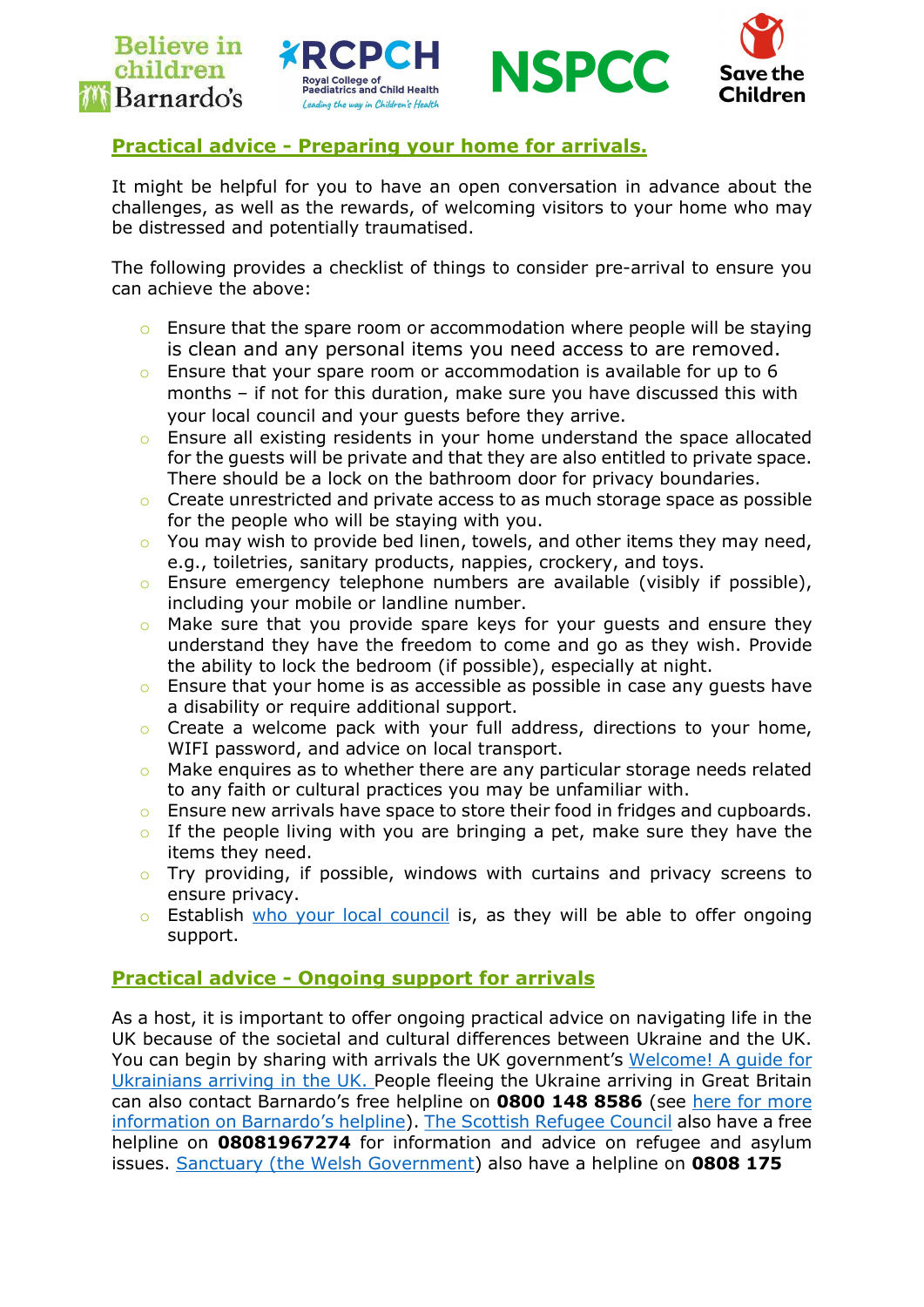## Practical advice - Preparing your home for arrivals.

It might be helpful for you to have an open conversation in advance about the challenges, as well as the rewards, of welcoming visitors to your home who may be distressed and potentially traumatised.

The following provides a checklist of things to consider pre-arrival to ensure you can achieve the above:

- Ensure that the spare room or accommodation where people will be staying is clean and any personal items you need access to are removed.
- Ensure that your spare room or accommodation is available for up to 6 months – if not for this duration, make sure you have discussed this with your local council and your guests before they arrive.
- Ensure all existing residents in your home understand the space allocated for the guests will be private and that they are also entitled to private space. There should be a lock on the bathroom door for privacy boundaries.
- Create unrestricted and private access to as much storage space as possible for the people who will be staying with you.
- You may wish to provide bed linen, towels, and other items they may need, e.g., toiletries, sanitary products, nappies, crockery, and toys.
- Ensure emergency telephone numbers are available (visibly if possible), including your mobile or landline number.
- Make sure that you provide spare keys for your guests and ensure they understand they have the freedom to come and go as they wish. Provide the ability to lock the bedroom (if possible), especially at night.
- Ensure that your home is as accessible as possible in case any guests have a disability or require additional support.
- Create a welcome pack with your full address, directions to your home, WIFI password, and advice on local transport.
- Make enquires as to whether there are any particular storage needs related to any faith or cultural practices you may be unfamiliar with.
- Ensure new arrivals have space to store their food in fridges and cupboards.
- If the people living with you are bringing a pet, make sure they have the items they need.
- Try providing, if possible, windows with curtains and privacy screens to ensure privacy.
- Establish who your local council is, as they will be able to offer ongoing support.

## Practical advice - Ongoing support for arrivals

As a host, it is important to offer ongoing practical advice on navigating life in the UK because of the societal and cultural differences between Ukraine and the UK. You can begin by sharing with arrivals the UK government's Welcome! A guide for Ukrainians arriving in the UK. People fleeing the Ukraine arriving in Great Britain can also contact Barnardo's free helpline on **0800 148 8586** (see here for more information on Barnardo's helpline). The Scottish Refugee Council also have a free helpline on **08081967274** for information and advice on refugee and asylum issues. Sanctuary (the Welsh Government) also have a helpline on **0808 175**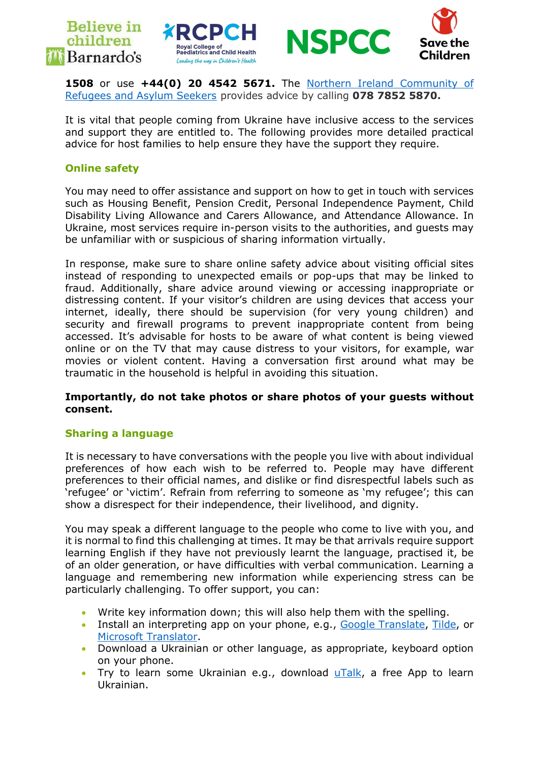**1508** or use **+44(0) 20 4542 5671.** The Northern Ireland Community of Refugees and Asylum Seekers provides advice by calling **078 7852 5870.**

It is vital that people coming from Ukraine have inclusive access to the services and support they are entitled to. The following provides more detailed practical advice for host families to help ensure they have the support they require.

## Online safety

You may need to offer assistance and support on how to get in touch with services such as Housing Benefit, Pension Credit, Personal Independence Payment, Child Disability Living Allowance and Carers Allowance, and Attendance Allowance. In Ukraine, most services require in-person visits to the authorities, and guests may be unfamiliar with or suspicious of sharing information virtually.

In response, make sure to share online safety advice about visiting official sites instead of responding to unexpected emails or pop-ups that may be linked to fraud. Additionally, share advice around viewing or accessing inappropriate or distressing content. If your visitor's children are using devices that access your internet, ideally, there should be supervision (for very young children) and security and firewall programs to prevent inappropriate content from being accessed. It's advisable for hosts to be aware of what content is being viewed online or on the TV that may cause distress to your visitors, for example, war movies or violent content. Having a conversation first around what may be traumatic in the household is helpful in avoiding this situation.

**Importantly, do not take photos or share photos of your guests without consent.**

## Sharing a language

It is necessary to have conversations with the people you live with about individual preferences of how each wish to be referred to. People may have different preferences to their official names, and dislike or find disrespectful labels such as 'refugee' or 'victim'. Refrain from referring to someone as 'my refugee'; this can show a disrespect for their independence, their livelihood, and dignity.

You may speak a different language to the people who come to live with you, and it is normal to find this challenging at times. It may be that arrivals require support learning English if they have not previously learnt the language, practised it, be of an older generation, or have difficulties with verbal communication. Learning a language and remembering new information while experiencing stress can be particularly challenging. To offer support, you can:

- Write key information down; this will also help them with the spelling.
- Install an interpreting app on your phone, e.g., Google Translate, Tilde, or Microsoft Translator.
- Download a Ukrainian or other language, as appropriate, keyboard option on your phone.
- Try to learn some Ukrainian e.g., download uTalk, a free App to learn Ukrainian.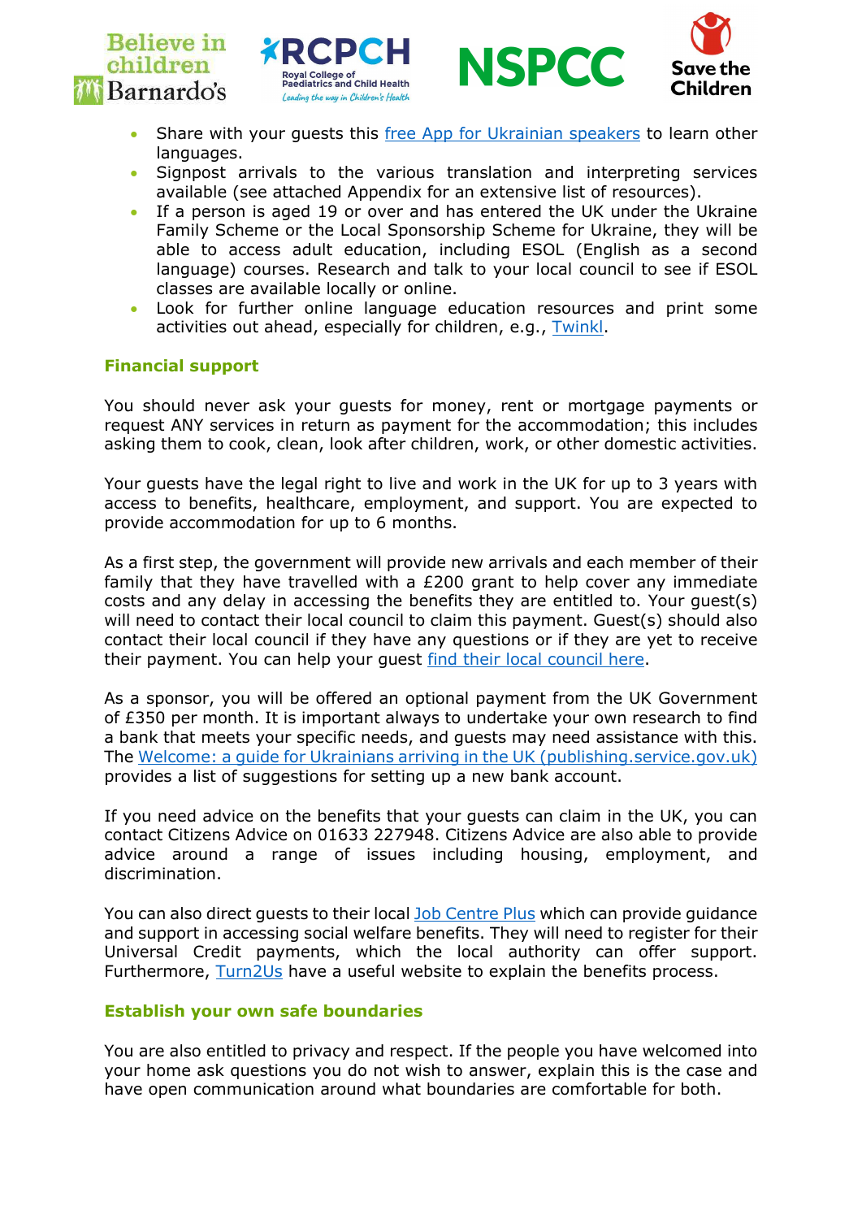- Share with your guests this free App for Ukrainian speakers to learn other languages.
- Signpost arrivals to the various translation and interpreting services available (see attached Appendix for an extensive list of resources).
- If a person is aged 19 or over and has entered the UK under the Ukraine Family Scheme or the Local Sponsorship Scheme for Ukraine, they will be able to access adult education, including ESOL (English as a second language) courses. Research and talk to your local council to see if ESOL classes are available locally or online.
- Look for further online language education resources and print some activities out ahead, especially for children, e.g., Twinkl.

## Financial support

You should never ask your guests for money, rent or mortgage payments or request ANY services in return as payment for the accommodation; this includes asking them to cook, clean, look after children, work, or other domestic activities.

Your guests have the legal right to live and work in the UK for up to 3 years with access to benefits, healthcare, employment, and support. You are expected to provide accommodation for up to 6 months.

As a first step, the government will provide new arrivals and each member of their family that they have travelled with a £200 grant to help cover any immediate costs and any delay in accessing the benefits they are entitled to. Your guest(s) will need to contact their local council to claim this payment. Guest(s) should also contact their local council if they have any questions or if they are yet to receive their payment. You can help your guest find their local council here.

As a sponsor, you will be offered an optional payment from the UK Government of £350 per month. It is important always to undertake your own research to find a bank that meets your specific needs, and guests may need assistance with this. The Welcome: a guide for Ukrainians arriving in the UK (publishing.service.gov.uk) provides a list of suggestions for setting up a new bank account.

If you need advice on the benefits that your guests can claim in the UK, you can contact Citizens Advice on 01633 227948. Citizens Advice are also able to provide advice around a range of issues including housing, employment, and discrimination.

You can also direct guests to their local Job Centre Plus which can provide guidance and support in accessing social welfare benefits. They will need to register for their Universal Credit payments, which the local authority can offer support. Furthermore, Turn2Us have a useful website to explain the benefits process.

## Establish your own safe boundaries

You are also entitled to privacy and respect. If the people you have welcomed into your home ask questions you do not wish to answer, explain this is the case and have open communication around what boundaries are comfortable for both.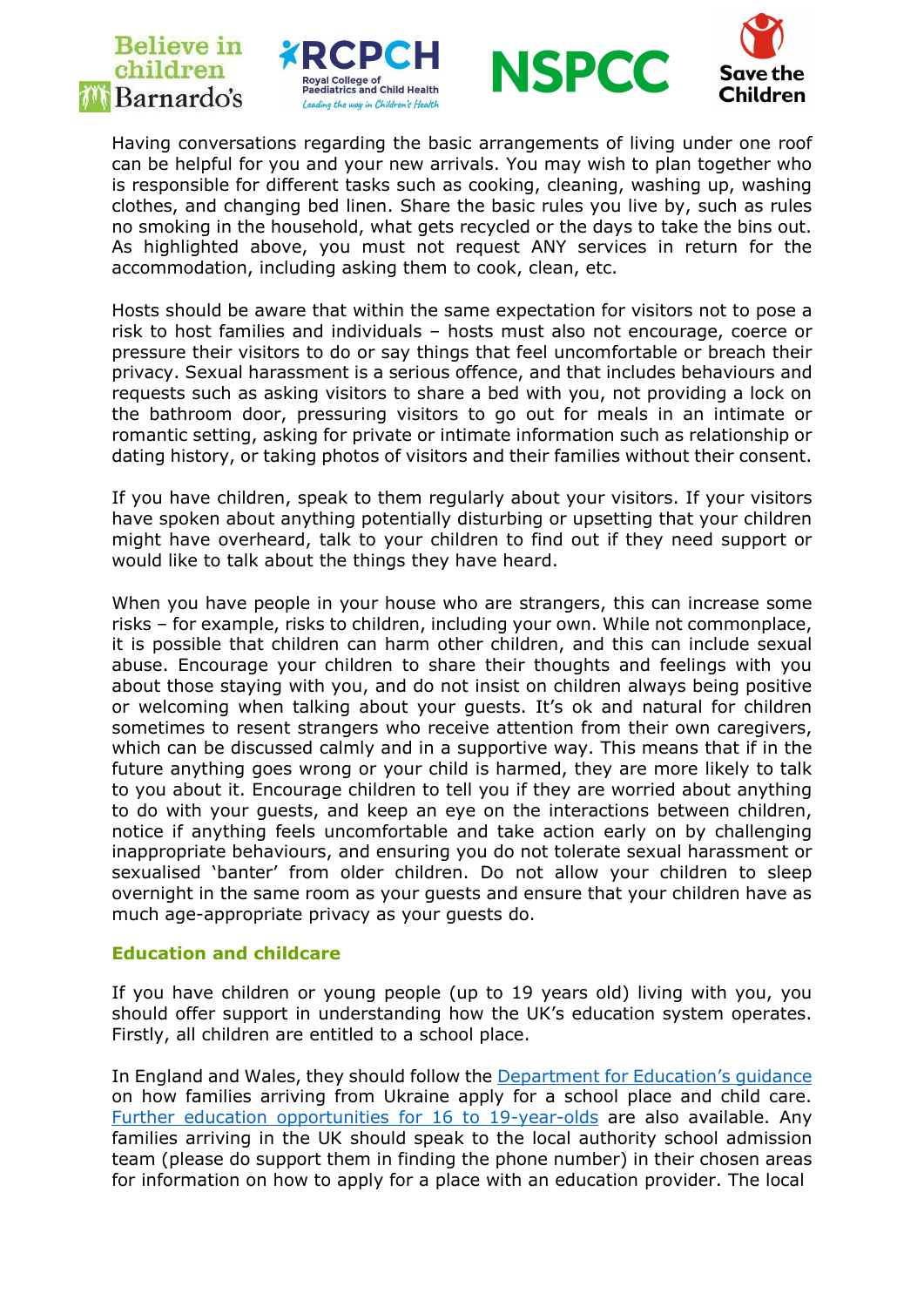Having conversations regarding the basic arrangements of living under one roof can be helpful for you and your new arrivals. You may wish to plan together who is responsible for different tasks such as cooking, cleaning, washing up, washing clothes, and changing bed linen. Share the basic rules you live by, such as rules no smoking in the household, what gets recycled or the days to take the bins out. As highlighted above, you must not request ANY services in return for the accommodation, including asking them to cook, clean, etc.

Hosts should be aware that within the same expectation for visitors not to pose a risk to host families and individuals – hosts must also not encourage, coerce or pressure their visitors to do or say things that feel uncomfortable or breach their privacy. Sexual harassment is a serious offence, and that includes behaviours and requests such as asking visitors to share a bed with you, not providing a lock on the bathroom door, pressuring visitors to go out for meals in an intimate or romantic setting, asking for private or intimate information such as relationship or dating history, or taking photos of visitors and their families without their consent.

If you have children, speak to them regularly about your visitors. If your visitors have spoken about anything potentially disturbing or upsetting that your children might have overheard, talk to your children to find out if they need support or would like to talk about the things they have heard.

When you have people in your house who are strangers, this can increase some risks – for example, risks to children, including your own. While not commonplace, it is possible that children can harm other children, and this can include sexual abuse. Encourage your children to share their thoughts and feelings with you about those staying with you, and do not insist on children always being positive or welcoming when talking about your guests. It's ok and natural for children sometimes to resent strangers who receive attention from their own caregivers, which can be discussed calmly and in a supportive way. This means that if in the future anything goes wrong or your child is harmed, they are more likely to talk to you about it. Encourage children to tell you if they are worried about anything to do with your guests, and keep an eye on the interactions between children, notice if anything feels uncomfortable and take action early on by challenging inappropriate behaviours, and ensuring you do not tolerate sexual harassment or sexualised 'banter' from older children. Do not allow your children to sleep overnight in the same room as your guests and ensure that your children have as much age-appropriate privacy as your guests do.

## Education and childcare

If you have children or young people (up to 19 years old) living with you, you should offer support in understanding how the UK's education system operates. Firstly, all children are entitled to a school place.

In England and Wales, they should follow the Department for Education's guidance on how families arriving from Ukraine apply for a school place and child care. Further education opportunities for 16 to 19-year-olds are also available. Any families arriving in the UK should speak to the local authority school admission team (please do support them in finding the phone number) in their chosen areas for information on how to apply for a place with an education provider. The local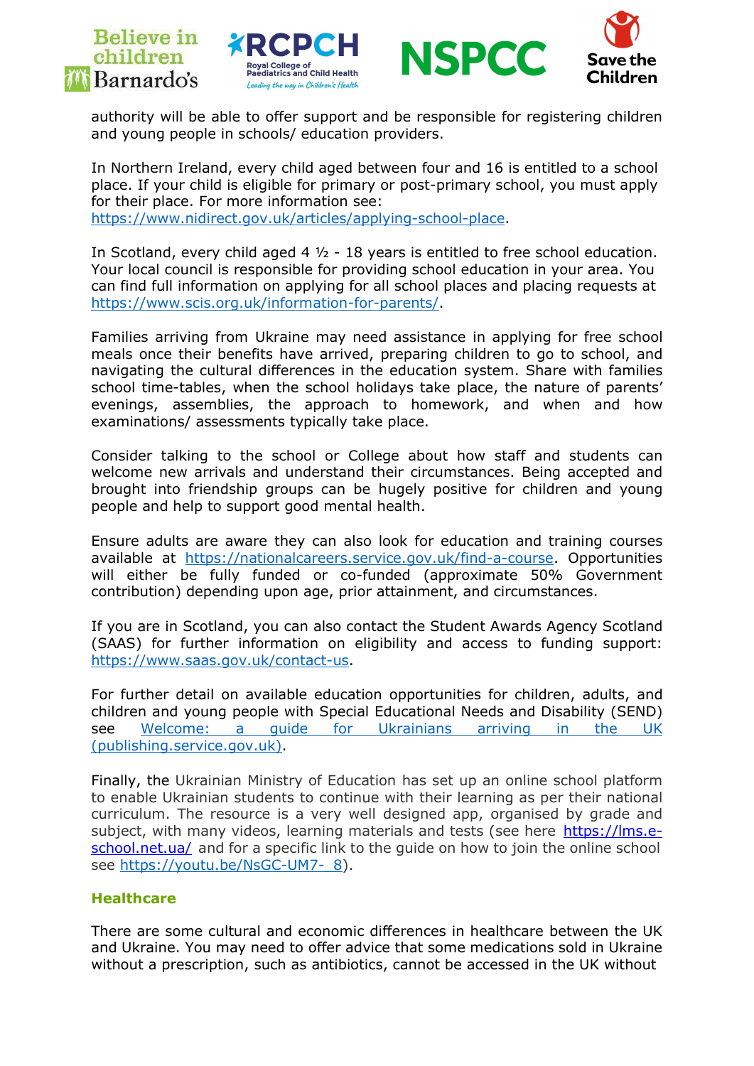authority will be able to offer support and be responsible for registering children and young people in schools/ education providers.

In Northern Ireland, every child aged between four and 16 is entitled to a school place. If your child is eligible for primary or post-primary school, you must apply for their place. For more information see: [https://www.nidirect.gov.uk/articles/applying-school-place](https://www.nidirect.gov.uk/articles/applying-school-place).

In Scotland, every child aged 4 ½ - 18 years is entitled to free school education. Your local council is responsible for providing school education in your area. You can find full information on applying for all school places and placing requests at [https://www.scis.org.uk/information-for-parents/](https://www.scis.org.uk/information-for-parents/).

Families arriving from Ukraine may need assistance in applying for free school meals once their benefits have arrived, preparing children to go to school, and navigating the cultural differences in the education system. Share with families school time-tables, when the school holidays take place, the nature of parents' evenings, assemblies, the approach to homework, and when and how examinations/ assessments typically take place.

Consider talking to the school or College about how staff and students can welcome new arrivals and understand their circumstances. Being accepted and brought into friendship groups can be hugely positive for children and young people and help to support good mental health.

Ensure adults are aware they can also look for education and training courses available at [https://nationalcareers.service.gov.uk/find-a-course](https://nationalcareers.service.gov.uk/find-a-course). Opportunities will either be fully funded or co-funded (approximate 50% Government contribution) depending upon age, prior attainment, and circumstances.

If you are in Scotland, you can also contact the Student Awards Agency Scotland (SAAS) for further information on eligibility and access to funding support: [https://www.saas.gov.uk/contact-us](https://www.saas.gov.uk/contact-us).

For further detail on available education opportunities for children, adults, and children and young people with Special Educational Needs and Disability (SEND) see Welcome: a guide for Ukrainians arriving in the UK (publishing.service.gov.uk).

Finally, the Ukrainian Ministry of Education has set up an online school platform to enable Ukrainian students to continue with their learning as per their national curriculum. The resource is a very well designed app, organised by grade and subject, with many videos, learning materials and tests (see here [https://lms.e-school.net.ua/](https://lms.e-school.net.ua/) and for a specific link to the guide on how to join the online school see [https://youtu.be/NsGC-UM7-_8](https://youtu.be/NsGC-UM7-_8)).

## Healthcare

There are some cultural and economic differences in healthcare between the UK and Ukraine. You may need to offer advice that some medications sold in Ukraine without a prescription, such as antibiotics, cannot be accessed in the UK without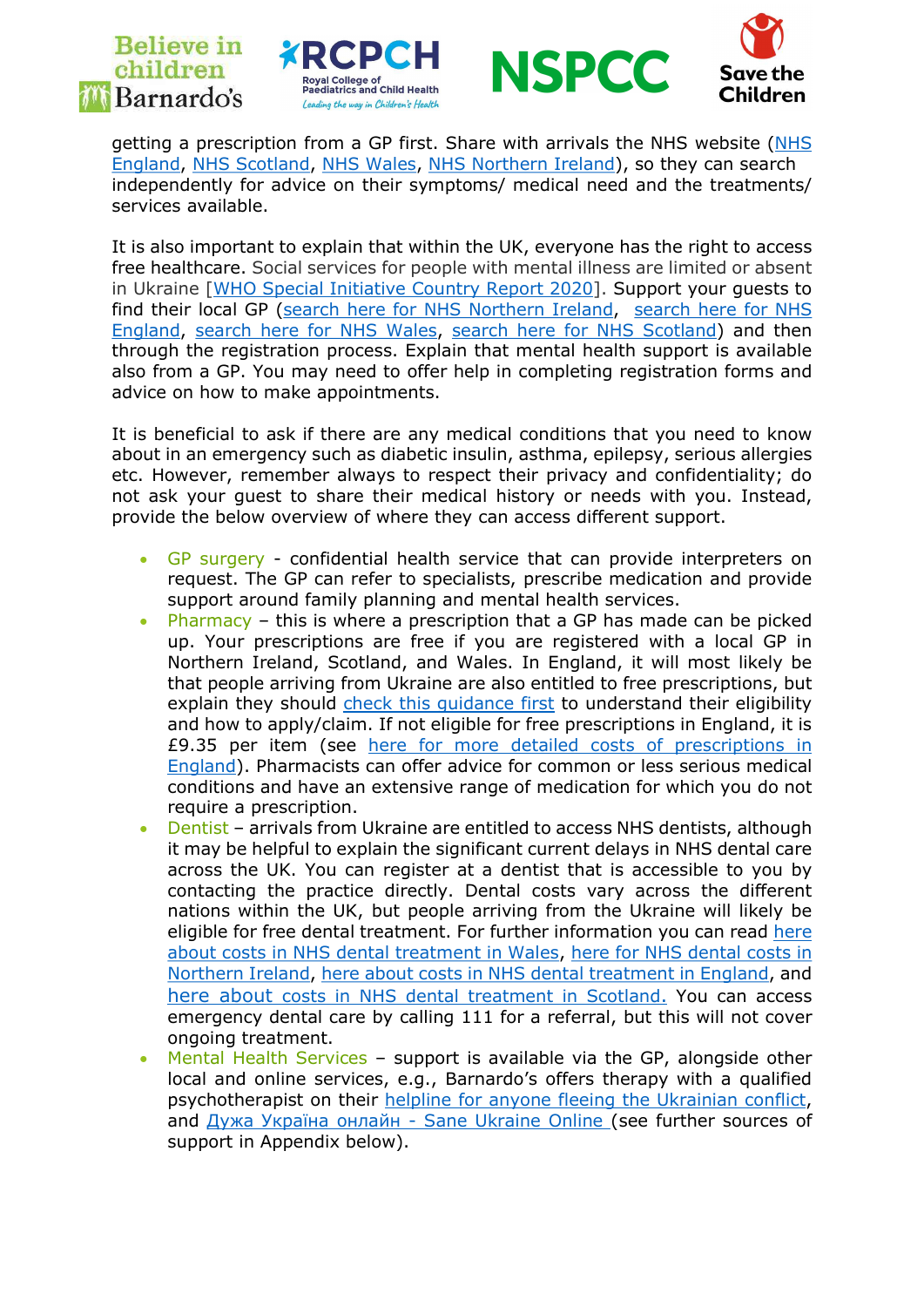getting a prescription from a GP first. Share with arrivals the NHS website (NHS England, NHS Scotland, NHS Wales, NHS Northern Ireland), so they can search independently for advice on their symptoms/ medical need and the treatments/ services available.

It is also important to explain that within the UK, everyone has the right to access free healthcare. Social services for people with mental illness are limited or absent in Ukraine [WHO Special Initiative Country Report 2020]. Support your guests to find their local GP (search here for NHS Northern Ireland, search here for NHS England, search here for NHS Wales, search here for NHS Scotland) and then through the registration process. Explain that mental health support is available also from a GP. You may need to offer help in completing registration forms and advice on how to make appointments.

It is beneficial to ask if there are any medical conditions that you need to know about in an emergency such as diabetic insulin, asthma, epilepsy, serious allergies etc. However, remember always to respect their privacy and confidentiality; do not ask your guest to share their medical history or needs with you. Instead, provide the below overview of where they can access different support.

- GP surgery - confidential health service that can provide interpreters on request. The GP can refer to specialists, prescribe medication and provide support around family planning and mental health services.
- Pharmacy – this is where a prescription that a GP has made can be picked up. Your prescriptions are free if you are registered with a local GP in Northern Ireland, Scotland, and Wales. In England, it will most likely be that people arriving from Ukraine are also entitled to free prescriptions, but explain they should check this guidance first to understand their eligibility and how to apply/claim. If not eligible for free prescriptions in England, it is £9.35 per item (see here for more detailed costs of prescriptions in England). Pharmacists can offer advice for common or less serious medical conditions and have an extensive range of medication for which you do not require a prescription.
- Dentist – arrivals from Ukraine are entitled to access NHS dentists, although it may be helpful to explain the significant current delays in NHS dental care across the UK. You can register at a dentist that is accessible to you by contacting the practice directly. Dental costs vary across the different nations within the UK, but people arriving from the Ukraine will likely be eligible for free dental treatment. For further information you can read here about costs in NHS dental treatment in Wales, here for NHS dental costs in Northern Ireland, here about costs in NHS dental treatment in England, and here about costs in NHS dental treatment in Scotland. You can access emergency dental care by calling 111 for a referral, but this will not cover ongoing treatment.
- Mental Health Services – support is available via the GP, alongside other local and online services, e.g., Barnardo's offers therapy with a qualified psychotherapist on their helpline for anyone fleeing the Ukrainian conflict, and Дужа Україна онлайн - Sane Ukraine Online (see further sources of support in Appendix below).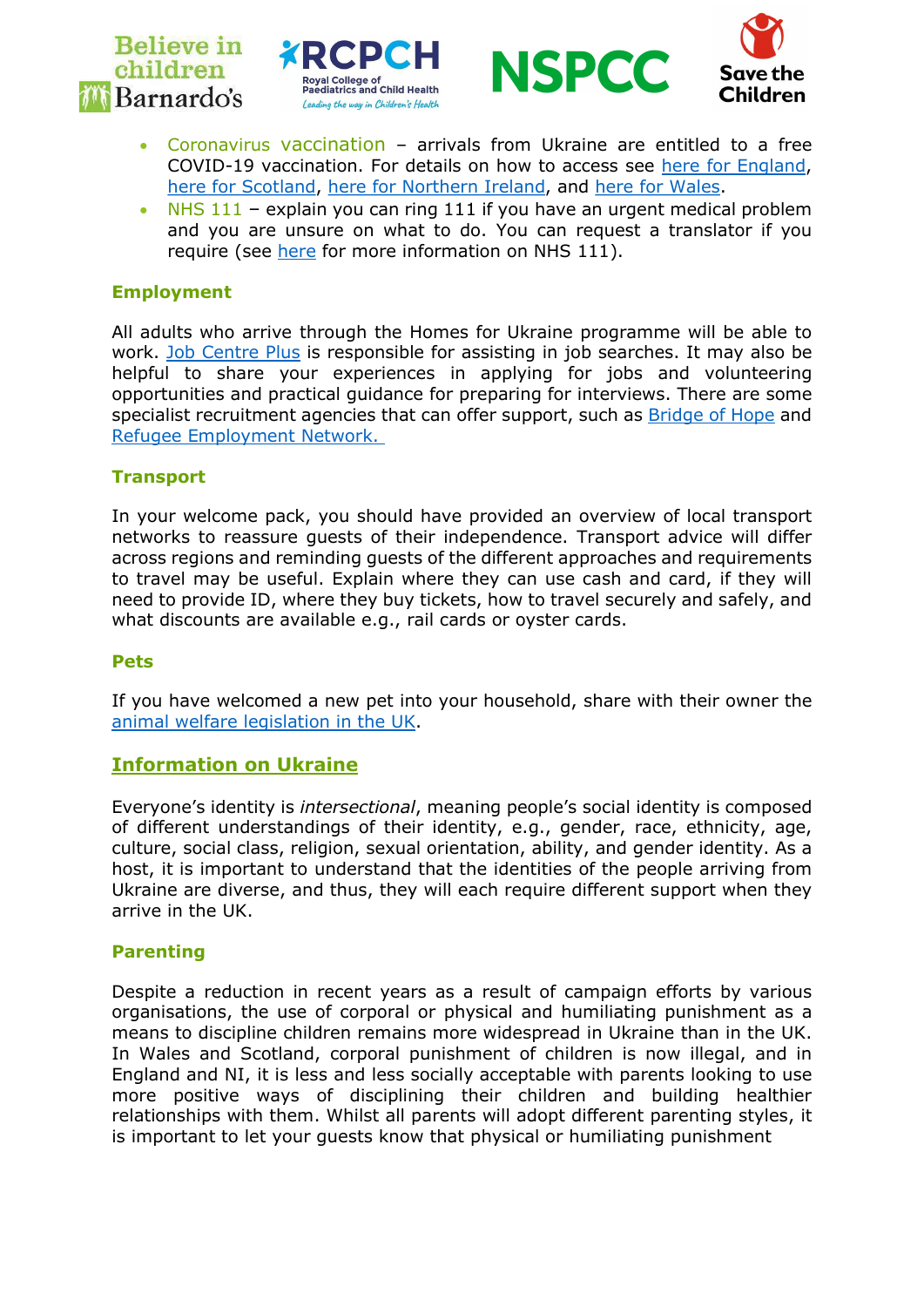- Coronavirus vaccination – arrivals from Ukraine are entitled to a free COVID-19 vaccination. For details on how to access see here for England, here for Scotland, here for Northern Ireland, and here for Wales.
- NHS 111 – explain you can ring 111 if you have an urgent medical problem and you are unsure on what to do. You can request a translator if you require (see here for more information on NHS 111).

### Employment

All adults who arrive through the Homes for Ukraine programme will be able to work. Job Centre Plus is responsible for assisting in job searches. It may also be helpful to share your experiences in applying for jobs and volunteering opportunities and practical guidance for preparing for interviews. There are some specialist recruitment agencies that can offer support, such as Bridge of Hope and Refugee Employment Network.

### Transport

In your welcome pack, you should have provided an overview of local transport networks to reassure guests of their independence. Transport advice will differ across regions and reminding guests of the different approaches and requirements to travel may be useful. Explain where they can use cash and card, if they will need to provide ID, where they buy tickets, how to travel securely and safely, and what discounts are available e.g., rail cards or oyster cards.

### Pets

If you have welcomed a new pet into your household, share with their owner the animal welfare legislation in the UK.

## Information on Ukraine

Everyone's identity is *intersectional*, meaning people's social identity is composed of different understandings of their identity, e.g., gender, race, ethnicity, age, culture, social class, religion, sexual orientation, ability, and gender identity. As a host, it is important to understand that the identities of the people arriving from Ukraine are diverse, and thus, they will each require different support when they arrive in the UK.

### Parenting

Despite a reduction in recent years as a result of campaign efforts by various organisations, the use of corporal or physical and humiliating punishment as a means to discipline children remains more widespread in Ukraine than in the UK. In Wales and Scotland, corporal punishment of children is now illegal, and in England and NI, it is less and less socially acceptable with parents looking to use more positive ways of disciplining their children and building healthier relationships with them. Whilst all parents will adopt different parenting styles, it is important to let your guests know that physical or humiliating punishment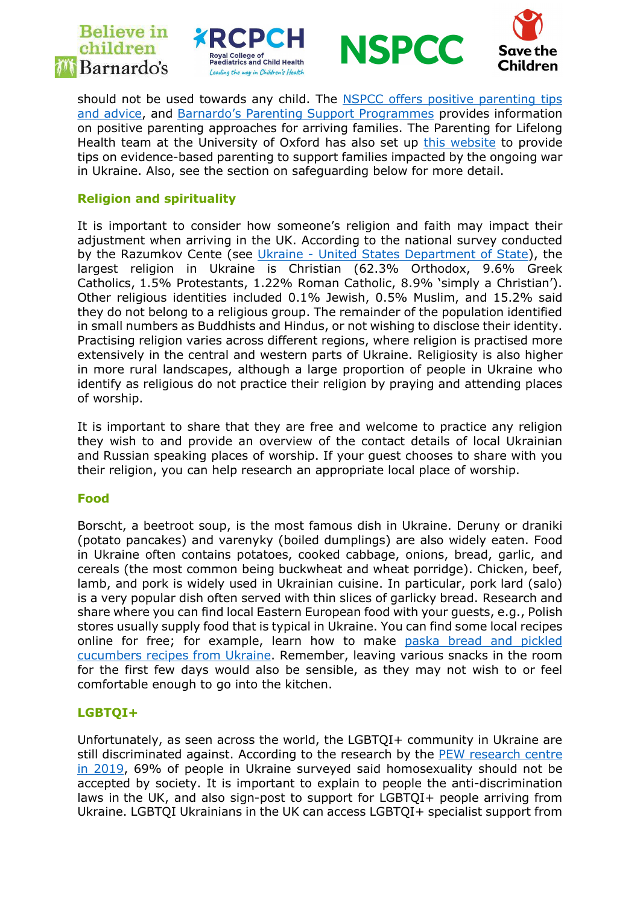should not be used towards any child. The NSPCC offers positive parenting tips and advice, and Barnardo's Parenting Support Programmes provides information on positive parenting approaches for arriving families. The Parenting for Lifelong Health team at the University of Oxford has also set up this website to provide tips on evidence-based parenting to support families impacted by the ongoing war in Ukraine. Also, see the section on safeguarding below for more detail.

## Religion and spirituality

It is important to consider how someone's religion and faith may impact their adjustment when arriving in the UK. According to the national survey conducted by the Razumkov Cente (see Ukraine - United States Department of State), the largest religion in Ukraine is Christian (62.3% Orthodox, 9.6% Greek Catholics, 1.5% Protestants, 1.22% Roman Catholic, 8.9% 'simply a Christian'). Other religious identities included 0.1% Jewish, 0.5% Muslim, and 15.2% said they do not belong to a religious group. The remainder of the population identified in small numbers as Buddhists and Hindus, or not wishing to disclose their identity. Practising religion varies across different regions, where religion is practised more extensively in the central and western parts of Ukraine. Religiosity is also higher in more rural landscapes, although a large proportion of people in Ukraine who identify as religious do not practice their religion by praying and attending places of worship.

It is important to share that they are free and welcome to practice any religion they wish to and provide an overview of the contact details of local Ukrainian and Russian speaking places of worship. If your guest chooses to share with you their religion, you can help research an appropriate local place of worship.

## Food

Borscht, a beetroot soup, is the most famous dish in Ukraine. Deruny or draniki (potato pancakes) and varenyky (boiled dumplings) are also widely eaten. Food in Ukraine often contains potatoes, cooked cabbage, onions, bread, garlic, and cereals (the most common being buckwheat and wheat porridge). Chicken, beef, lamb, and pork is widely used in Ukrainian cuisine. In particular, pork lard (salo) is a very popular dish often served with thin slices of garlicky bread. Research and share where you can find local Eastern European food with your guests, e.g., Polish stores usually supply food that is typical in Ukraine. You can find some local recipes online for free; for example, learn how to make paska bread and pickled cucumbers recipes from Ukraine. Remember, leaving various snacks in the room for the first few days would also be sensible, as they may not wish to or feel comfortable enough to go into the kitchen.

## LGBTQI+

Unfortunately, as seen across the world, the LGBTQI+ community in Ukraine are still discriminated against. According to the research by the PEW research centre in 2019, 69% of people in Ukraine surveyed said homosexuality should not be accepted by society. It is important to explain to people the anti-discrimination laws in the UK, and also sign-post to support for LGBTQI+ people arriving from Ukraine. LGBTQI Ukrainians in the UK can access LGBTQI+ specialist support from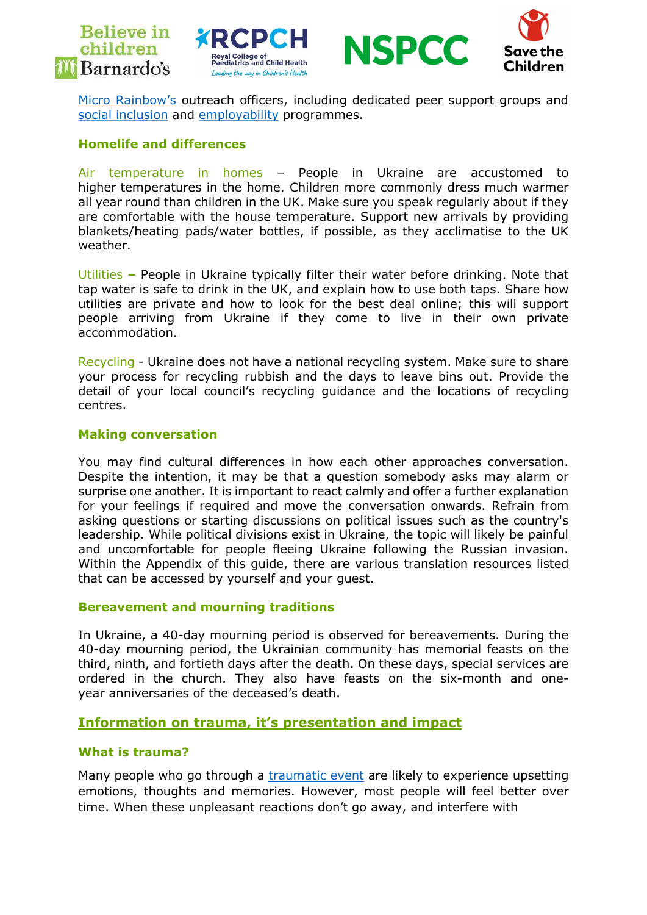Micro Rainbow's outreach officers, including dedicated peer support groups and social inclusion and employability programmes.

### Homelife and differences

Air temperature in homes – People in Ukraine are accustomed to higher temperatures in the home. Children more commonly dress much warmer all year round than children in the UK. Make sure you speak regularly about if they are comfortable with the house temperature. Support new arrivals by providing blankets/heating pads/water bottles, if possible, as they acclimatise to the UK weather.

Utilities – People in Ukraine typically filter their water before drinking. Note that tap water is safe to drink in the UK, and explain how to use both taps. Share how utilities are private and how to look for the best deal online; this will support people arriving from Ukraine if they come to live in their own private accommodation.

Recycling - Ukraine does not have a national recycling system. Make sure to share your process for recycling rubbish and the days to leave bins out. Provide the detail of your local council's recycling guidance and the locations of recycling centres.

### Making conversation

You may find cultural differences in how each other approaches conversation. Despite the intention, it may be that a question somebody asks may alarm or surprise one another. It is important to react calmly and offer a further explanation for your feelings if required and move the conversation onwards. Refrain from asking questions or starting discussions on political issues such as the country's leadership. While political divisions exist in Ukraine, the topic will likely be painful and uncomfortable for people fleeing Ukraine following the Russian invasion. Within the Appendix of this guide, there are various translation resources listed that can be accessed by yourself and your guest.

### Bereavement and mourning traditions

In Ukraine, a 40-day mourning period is observed for bereavements. During the 40-day mourning period, the Ukrainian community has memorial feasts on the third, ninth, and fortieth days after the death. On these days, special services are ordered in the church. They also have feasts on the six-month and one-year anniversaries of the deceased's death.

## Information on trauma, it's presentation and impact

### What is trauma?

Many people who go through a traumatic event are likely to experience upsetting emotions, thoughts and memories. However, most people will feel better over time. When these unpleasant reactions don't go away, and interfere with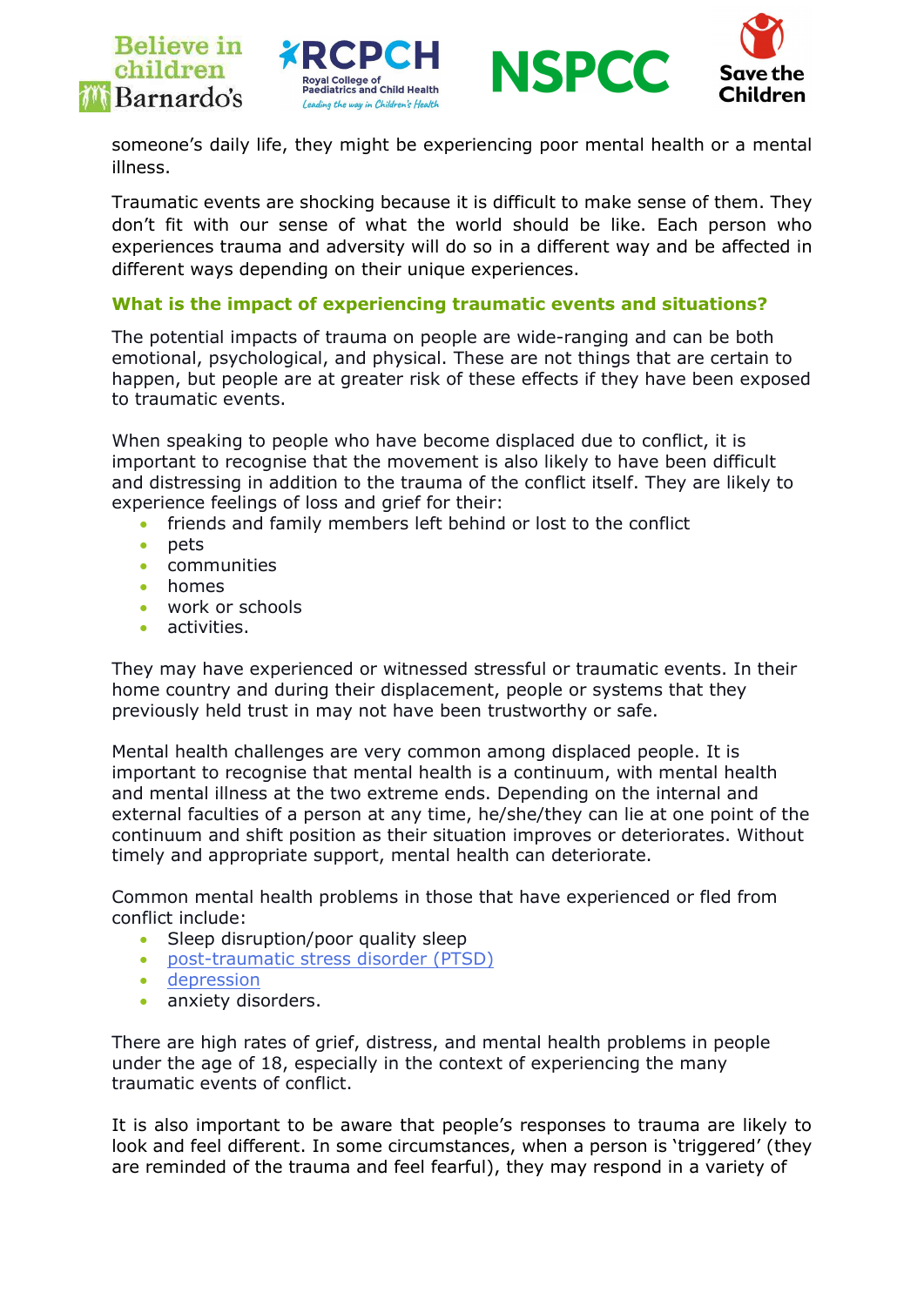someone's daily life, they might be experiencing poor mental health or a mental illness.

Traumatic events are shocking because it is difficult to make sense of them. They don't fit with our sense of what the world should be like. Each person who experiences trauma and adversity will do so in a different way and be affected in different ways depending on their unique experiences.

### What is the impact of experiencing traumatic events and situations?

The potential impacts of trauma on people are wide-ranging and can be both emotional, psychological, and physical. These are not things that are certain to happen, but people are at greater risk of these effects if they have been exposed to traumatic events.

When speaking to people who have become displaced due to conflict, it is important to recognise that the movement is also likely to have been difficult and distressing in addition to the trauma of the conflict itself. They are likely to experience feelings of loss and grief for their:

- friends and family members left behind or lost to the conflict
- pets
- communities
- homes
- work or schools
- activities.

They may have experienced or witnessed stressful or traumatic events. In their home country and during their displacement, people or systems that they previously held trust in may not have been trustworthy or safe.

Mental health challenges are very common among displaced people. It is important to recognise that mental health is a continuum, with mental health and mental illness at the two extreme ends. Depending on the internal and external faculties of a person at any time, he/she/they can lie at one point of the continuum and shift position as their situation improves or deteriorates. Without timely and appropriate support, mental health can deteriorate.

Common mental health problems in those that have experienced or fled from conflict include:

- Sleep disruption/poor quality sleep
- post-traumatic stress disorder (PTSD)
- depression
- anxiety disorders.

There are high rates of grief, distress, and mental health problems in people under the age of 18, especially in the context of experiencing the many traumatic events of conflict.

It is also important to be aware that people's responses to trauma are likely to look and feel different. In some circumstances, when a person is 'triggered' (they are reminded of the trauma and feel fearful), they may respond in a variety of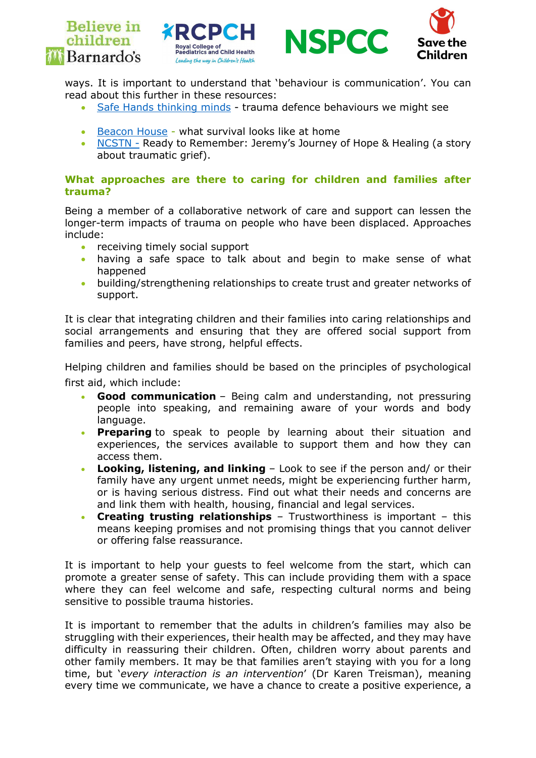ways. It is important to understand that 'behaviour is communication'. You can read about this further in these resources:

- Safe Hands thinking minds - trauma defence behaviours we might see
- Beacon House - what survival looks like at home
- NCSTN - Ready to Remember: Jeremy's Journey of Hope & Healing (a story about traumatic grief).

## What approaches are there to caring for children and families after trauma?

Being a member of a collaborative network of care and support can lessen the longer-term impacts of trauma on people who have been displaced. Approaches include:

- receiving timely social support
- having a safe space to talk about and begin to make sense of what happened
- building/strengthening relationships to create trust and greater networks of support.

It is clear that integrating children and their families into caring relationships and social arrangements and ensuring that they are offered social support from families and peers, have strong, helpful effects.

Helping children and families should be based on the principles of psychological first aid, which include:

- **Good communication** – Being calm and understanding, not pressuring people into speaking, and remaining aware of your words and body language.
- **Preparing** to speak to people by learning about their situation and experiences, the services available to support them and how they can access them.
- **Looking, listening, and linking** – Look to see if the person and/ or their family have any urgent unmet needs, might be experiencing further harm, or is having serious distress. Find out what their needs and concerns are and link them with health, housing, financial and legal services.
- **Creating trusting relationships** – Trustworthiness is important – this means keeping promises and not promising things that you cannot deliver or offering false reassurance.

It is important to help your guests to feel welcome from the start, which can promote a greater sense of safety. This can include providing them with a space where they can feel welcome and safe, respecting cultural norms and being sensitive to possible trauma histories.

It is important to remember that the adults in children's families may also be struggling with their experiences, their health may be affected, and they may have difficulty in reassuring their children. Often, children worry about parents and other family members. It may be that families aren't staying with you for a long time, but '*every interaction is an intervention*' (Dr Karen Treisman), meaning every time we communicate, we have a chance to create a positive experience, a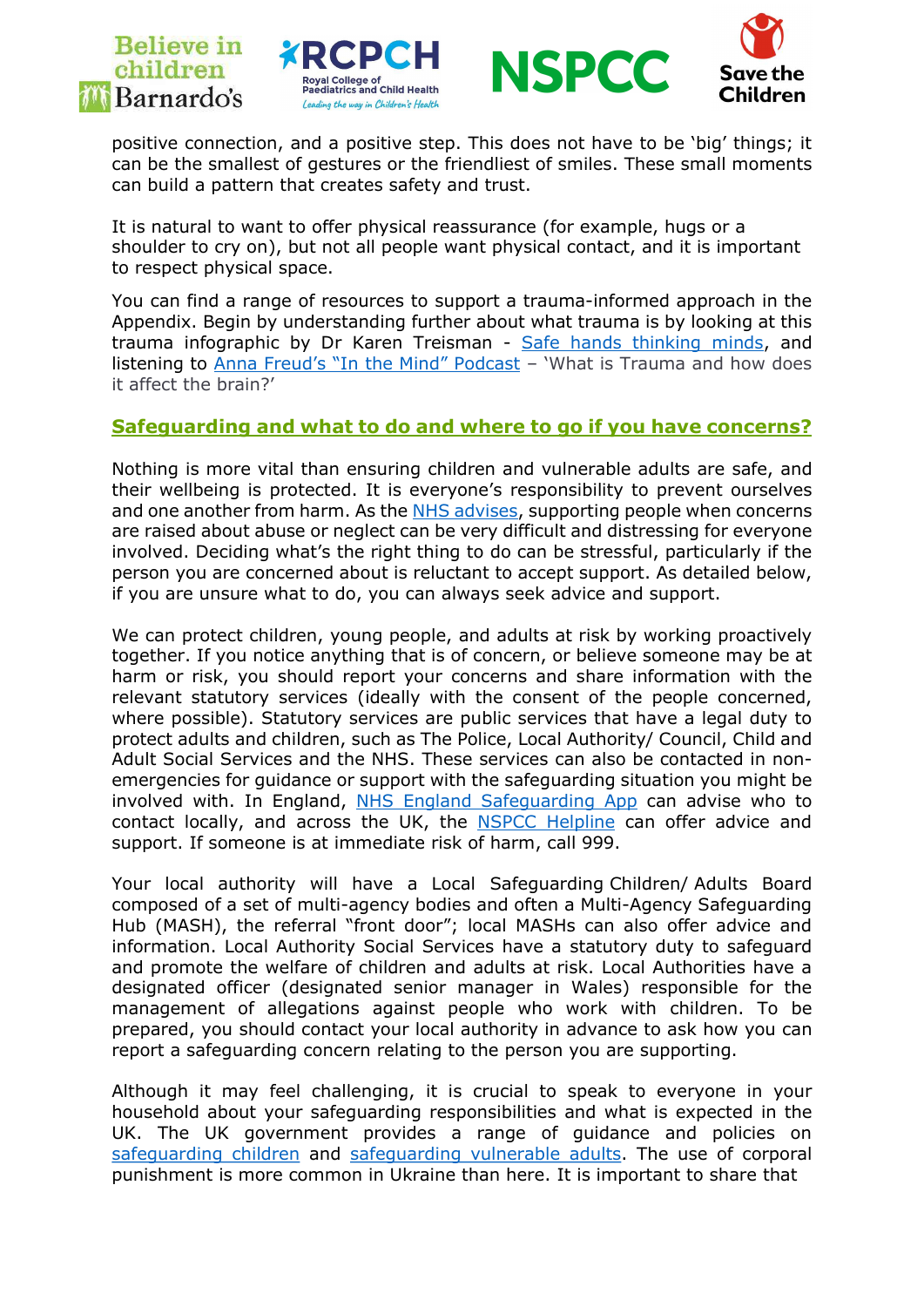positive connection, and a positive step. This does not have to be 'big' things; it can be the smallest of gestures or the friendliest of smiles. These small moments can build a pattern that creates safety and trust.

It is natural to want to offer physical reassurance (for example, hugs or a shoulder to cry on), but not all people want physical contact, and it is important to respect physical space.

You can find a range of resources to support a trauma-informed approach in the Appendix. Begin by understanding further about what trauma is by looking at this trauma infographic by Dr Karen Treisman - Safe hands thinking minds, and listening to Anna Freud's "In the Mind" Podcast – 'What is Trauma and how does it affect the brain?'

## Safeguarding and what to do and where to go if you have concerns?

Nothing is more vital than ensuring children and vulnerable adults are safe, and their wellbeing is protected. It is everyone's responsibility to prevent ourselves and one another from harm. As the NHS advises, supporting people when concerns are raised about abuse or neglect can be very difficult and distressing for everyone involved. Deciding what's the right thing to do can be stressful, particularly if the person you are concerned about is reluctant to accept support. As detailed below, if you are unsure what to do, you can always seek advice and support.

We can protect children, young people, and adults at risk by working proactively together. If you notice anything that is of concern, or believe someone may be at harm or risk, you should report your concerns and share information with the relevant statutory services (ideally with the consent of the people concerned, where possible). Statutory services are public services that have a legal duty to protect adults and children, such as The Police, Local Authority/ Council, Child and Adult Social Services and the NHS. These services can also be contacted in non-emergencies for guidance or support with the safeguarding situation you might be involved with. In England, NHS England Safeguarding App can advise who to contact locally, and across the UK, the NSPCC Helpline can offer advice and support. If someone is at immediate risk of harm, call 999.

Your local authority will have a Local Safeguarding Children/ Adults Board composed of a set of multi-agency bodies and often a Multi-Agency Safeguarding Hub (MASH), the referral "front door"; local MASHs can also offer advice and information. Local Authority Social Services have a statutory duty to safeguard and promote the welfare of children and adults at risk. Local Authorities have a designated officer (designated senior manager in Wales) responsible for the management of allegations against people who work with children. To be prepared, you should contact your local authority in advance to ask how you can report a safeguarding concern relating to the person you are supporting.

Although it may feel challenging, it is crucial to speak to everyone in your household about your safeguarding responsibilities and what is expected in the UK. The UK government provides a range of guidance and policies on safeguarding children and safeguarding vulnerable adults. The use of corporal punishment is more common in Ukraine than here. It is important to share that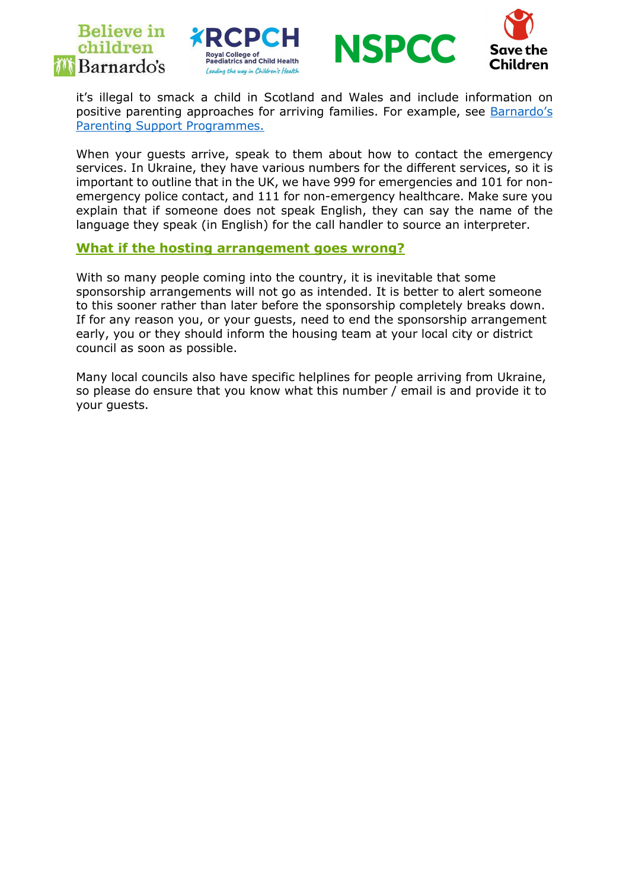it's illegal to smack a child in Scotland and Wales and include information on positive parenting approaches for arriving families. For example, see [Barnardo's Parenting Support Programmes.](#)

When your guests arrive, speak to them about how to contact the emergency services. In Ukraine, they have various numbers for the different services, so it is important to outline that in the UK, we have 999 for emergencies and 101 for non-emergency police contact, and 111 for non-emergency healthcare. Make sure you explain that if someone does not speak English, they can say the name of the language they speak (in English) for the call handler to source an interpreter.

## What if the hosting arrangement goes wrong?

With so many people coming into the country, it is inevitable that some sponsorship arrangements will not go as intended. It is better to alert someone to this sooner rather than later before the sponsorship completely breaks down. If for any reason you, or your guests, need to end the sponsorship arrangement early, you or they should inform the housing team at your local city or district council as soon as possible.

Many local councils also have specific helplines for people arriving from Ukraine, so please do ensure that you know what this number / email is and provide it to your guests.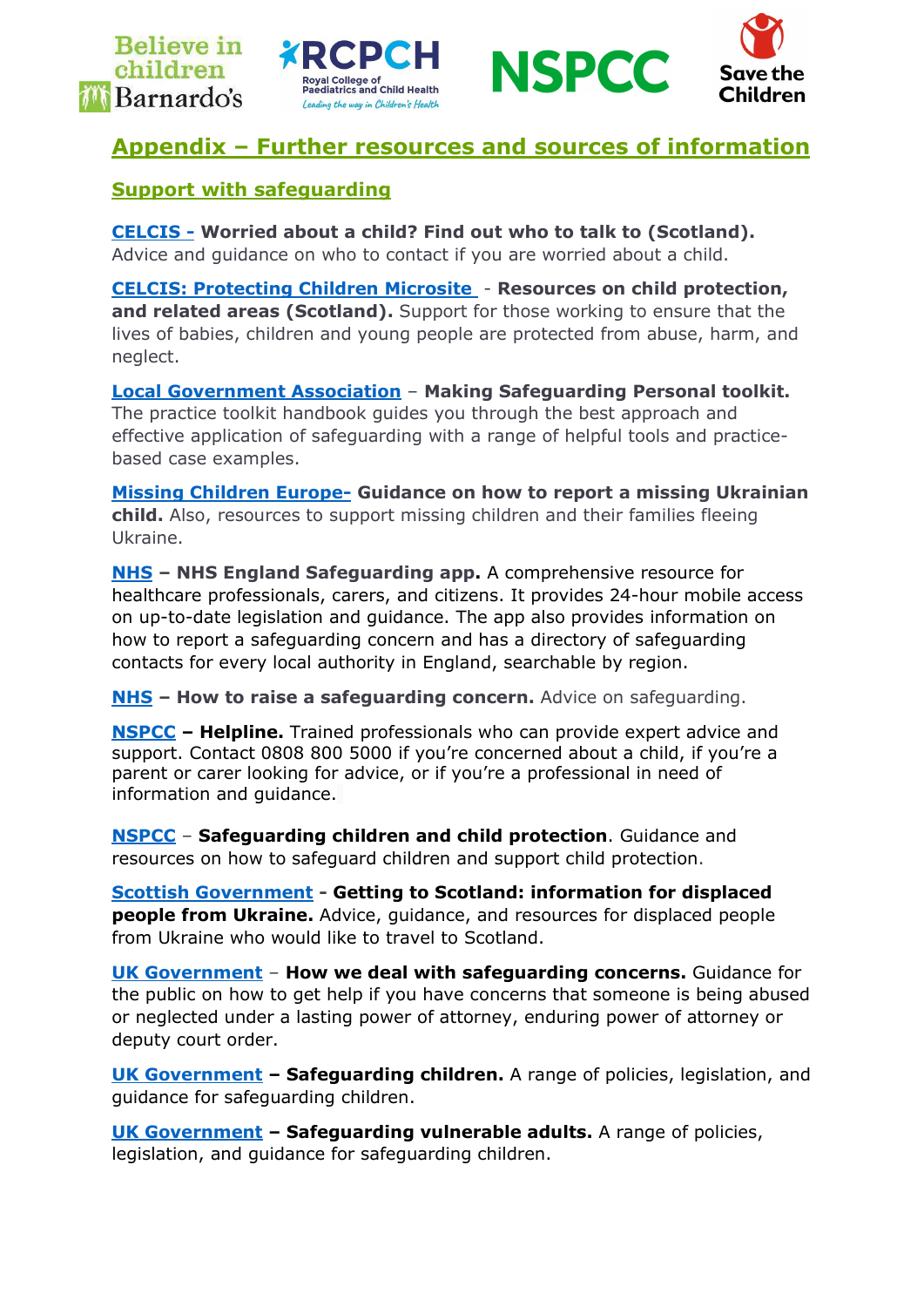## Appendix – Further resources and sources of information

### Support with safeguarding

**CELCIS -** **Worried about a child? Find out who to talk to (Scotland).** Advice and guidance on who to contact if you are worried about a child.

**CELCIS: Protecting Children Microsite** - **Resources on child protection, and related areas (Scotland).** Support for those working to ensure that the lives of babies, children and young people are protected from abuse, harm, and neglect.

**Local Government Association** – **Making Safeguarding Personal toolkit.** The practice toolkit handbook guides you through the best approach and effective application of safeguarding with a range of helpful tools and practice-based case examples.

**Missing Children Europe-** **Guidance on how to report a missing Ukrainian child.** Also, resources to support missing children and their families fleeing Ukraine.

**NHS** – **NHS England Safeguarding app.** A comprehensive resource for healthcare professionals, carers, and citizens. It provides 24-hour mobile access on up-to-date legislation and guidance. The app also provides information on how to report a safeguarding concern and has a directory of safeguarding contacts for every local authority in England, searchable by region.

**NHS** – **How to raise a safeguarding concern.** Advice on safeguarding.

**NSPCC** – **Helpline.** Trained professionals who can provide expert advice and support. Contact 0808 800 5000 if you're concerned about a child, if you're a parent or carer looking for advice, or if you're a professional in need of information and guidance.

**NSPCC** – **Safeguarding children and child protection**. Guidance and resources on how to safeguard children and support child protection.

**Scottish Government** - **Getting to Scotland: information for displaced people from Ukraine.** Advice, guidance, and resources for displaced people from Ukraine who would like to travel to Scotland.

**UK Government** – **How we deal with safeguarding concerns.** Guidance for the public on how to get help if you have concerns that someone is being abused or neglected under a lasting power of attorney, enduring power of attorney or deputy court order.

**UK Government** – **Safeguarding children.** A range of policies, legislation, and guidance for safeguarding children.

**UK Government** – **Safeguarding vulnerable adults.** A range of policies, legislation, and guidance for safeguarding children.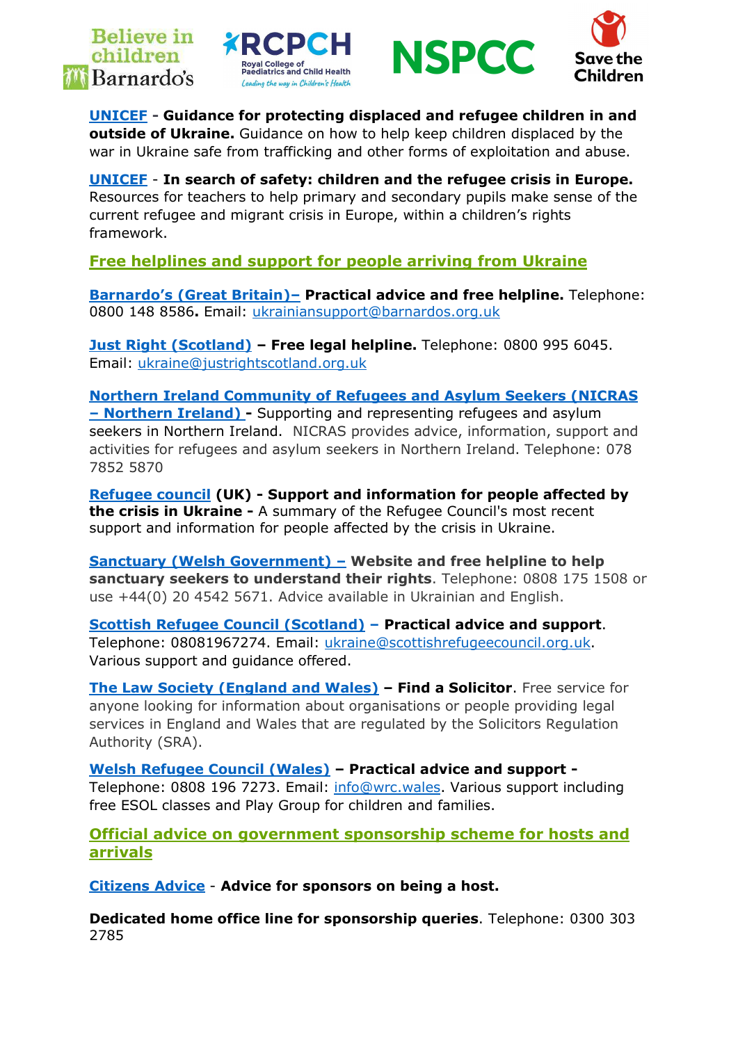**UNICEF** - **Guidance for protecting displaced and refugee children in and outside of Ukraine.** Guidance on how to help keep children displaced by the war in Ukraine safe from trafficking and other forms of exploitation and abuse.

**UNICEF** - **In search of safety: children and the refugee crisis in Europe.** Resources for teachers to help primary and secondary pupils make sense of the current refugee and migrant crisis in Europe, within a children's rights framework.

## Free helplines and support for people arriving from Ukraine

**Barnardo's (Great Britain)– Practical advice and free helpline.** Telephone: 0800 148 8586**.** Email: ukrainiansupport@barnardos.org.uk

**Just Right (Scotland) – Free legal helpline.** Telephone: 0800 995 6045. Email: ukraine@justrightscotland.org.uk

**Northern Ireland Community of Refugees and Asylum Seekers (NICRAS – Northern Ireland) -** Supporting and representing refugees and asylum seekers in Northern Ireland. NICRAS provides advice, information, support and activities for refugees and asylum seekers in Northern Ireland. Telephone: 078 7852 5870

**Refugee council** (UK) - **Support and information for people affected by the crisis in Ukraine -** A summary of the Refugee Council's most recent support and information for people affected by the crisis in Ukraine.

**Sanctuary (Welsh Government) – Website and free helpline to help sanctuary seekers to understand their rights**. Telephone: 0808 175 1508 or use +44(0) 20 4542 5671. Advice available in Ukrainian and English.

**Scottish Refugee Council (Scotland) – Practical advice and support**. Telephone: 08081967274. Email: ukraine@scottishrefugeecouncil.org.uk. Various support and guidance offered.

**The Law Society (England and Wales) – Find a Solicitor**. Free service for anyone looking for information about organisations or people providing legal services in England and Wales that are regulated by the Solicitors Regulation Authority (SRA).

**Welsh Refugee Council (Wales) – Practical advice and support -** Telephone: 0808 196 7273. Email: info@wrc.wales. Various support including free ESOL classes and Play Group for children and families.

## Official advice on government sponsorship scheme for hosts and arrivals

**Citizens Advice** - **Advice for sponsors on being a host.**

**Dedicated home office line for sponsorship queries**. Telephone: 0300 303 2785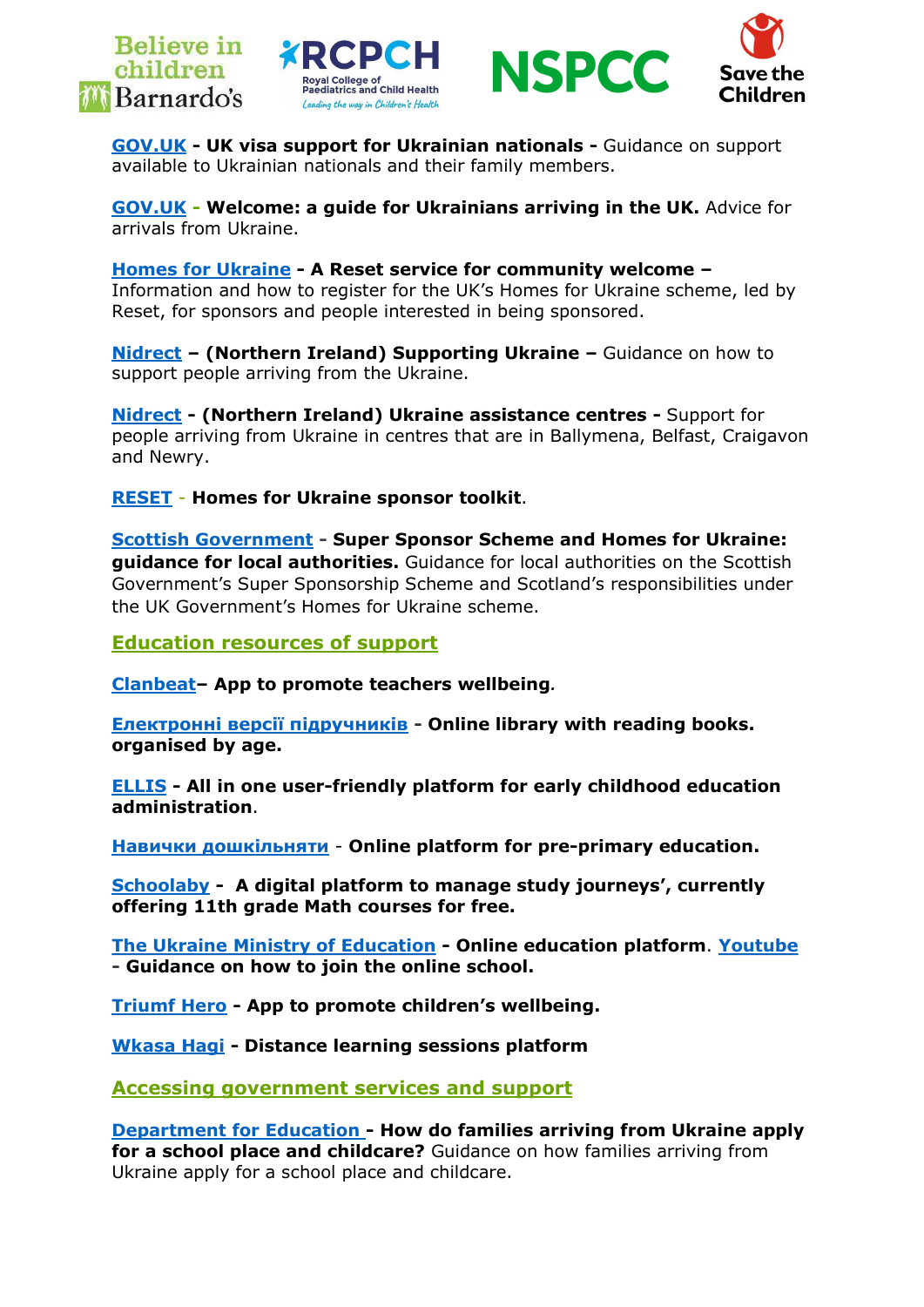**GOV.UK - UK visa support for Ukrainian nationals -** Guidance on support available to Ukrainian nationals and their family members.

**GOV.UK - Welcome: a guide for Ukrainians arriving in the UK.** Advice for arrivals from Ukraine.

**Homes for Ukraine - A Reset service for community welcome –** Information and how to register for the UK's Homes for Ukraine scheme, led by Reset, for sponsors and people interested in being sponsored.

**Nidrect – (Northern Ireland) Supporting Ukraine –** Guidance on how to support people arriving from the Ukraine.

**Nidrect - (Northern Ireland) Ukraine assistance centres -** Support for people arriving from Ukraine in centres that are in Ballymena, Belfast, Craigavon and Newry.

**RESET - Homes for Ukraine sponsor toolkit**.

**Scottish Government - Super Sponsor Scheme and Homes for Ukraine: guidance for local authorities.** Guidance for local authorities on the Scottish Government's Super Sponsorship Scheme and Scotland's responsibilities under the UK Government's Homes for Ukraine scheme.

## Education resources of support

**Clanbeat– App to promote teachers wellbeing**.

**Електронні версії підручників - Online library with reading books. organised by age.**

**ELLIS - All in one user-friendly platform for early childhood education administration**.

**Навички дошкільняти - Online platform for pre-primary education.**

**Schoolaby - A digital platform to manage study journeys', currently offering 11th grade Math courses for free.**

**The Ukraine Ministry of Education - Online education platform**. **Youtube - Guidance on how to join the online school.**

**Triumf Hero - App to promote children's wellbeing.**

**Wkasa Hagi - Distance learning sessions platform**

## Accessing government services and support

**Department for Education - How do families arriving from Ukraine apply for a school place and childcare?** Guidance on how families arriving from Ukraine apply for a school place and childcare.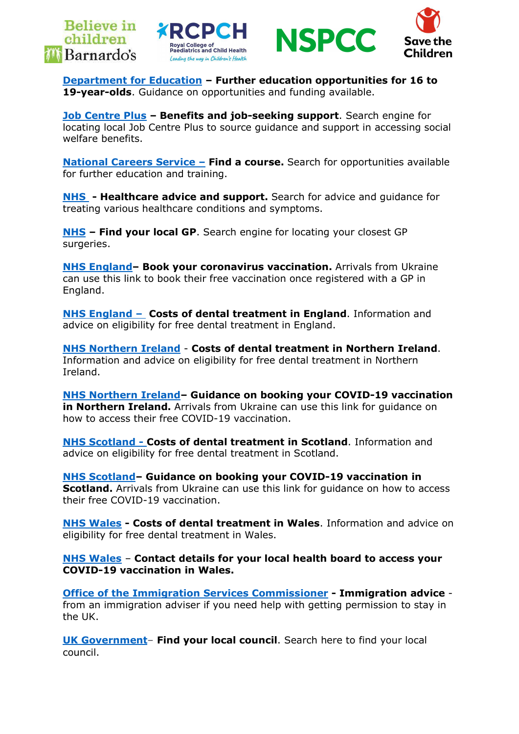**Department for Education – Further education opportunities for 16 to 19-year-olds**. Guidance on opportunities and funding available.

**Job Centre Plus – Benefits and job-seeking support**. Search engine for locating local Job Centre Plus to source guidance and support in accessing social welfare benefits.

**National Careers Service – Find a course.** Search for opportunities available for further education and training.

**NHS - Healthcare advice and support.** Search for advice and guidance for treating various healthcare conditions and symptoms.

**NHS – Find your local GP**. Search engine for locating your closest GP surgeries.

**NHS England– Book your coronavirus vaccination.** Arrivals from Ukraine can use this link to book their free vaccination once registered with a GP in England.

**NHS England – Costs of dental treatment in England**. Information and advice on eligibility for free dental treatment in England.

**NHS Northern Ireland - Costs of dental treatment in Northern Ireland**. Information and advice on eligibility for free dental treatment in Northern Ireland.

**NHS Northern Ireland– Guidance on booking your COVID-19 vaccination in Northern Ireland.** Arrivals from Ukraine can use this link for guidance on how to access their free COVID-19 vaccination.

**NHS Scotland - Costs of dental treatment in Scotland**. Information and advice on eligibility for free dental treatment in Scotland.

**NHS Scotland– Guidance on booking your COVID-19 vaccination in Scotland.** Arrivals from Ukraine can use this link for guidance on how to access their free COVID-19 vaccination.

**NHS Wales - Costs of dental treatment in Wales**. Information and advice on eligibility for free dental treatment in Wales.

**NHS Wales – Contact details for your local health board to access your COVID-19 vaccination in Wales.**

**Office of the Immigration Services Commissioner - Immigration advice** - from an immigration adviser if you need help with getting permission to stay in the UK.

**UK Government– Find your local council**. Search here to find your local council.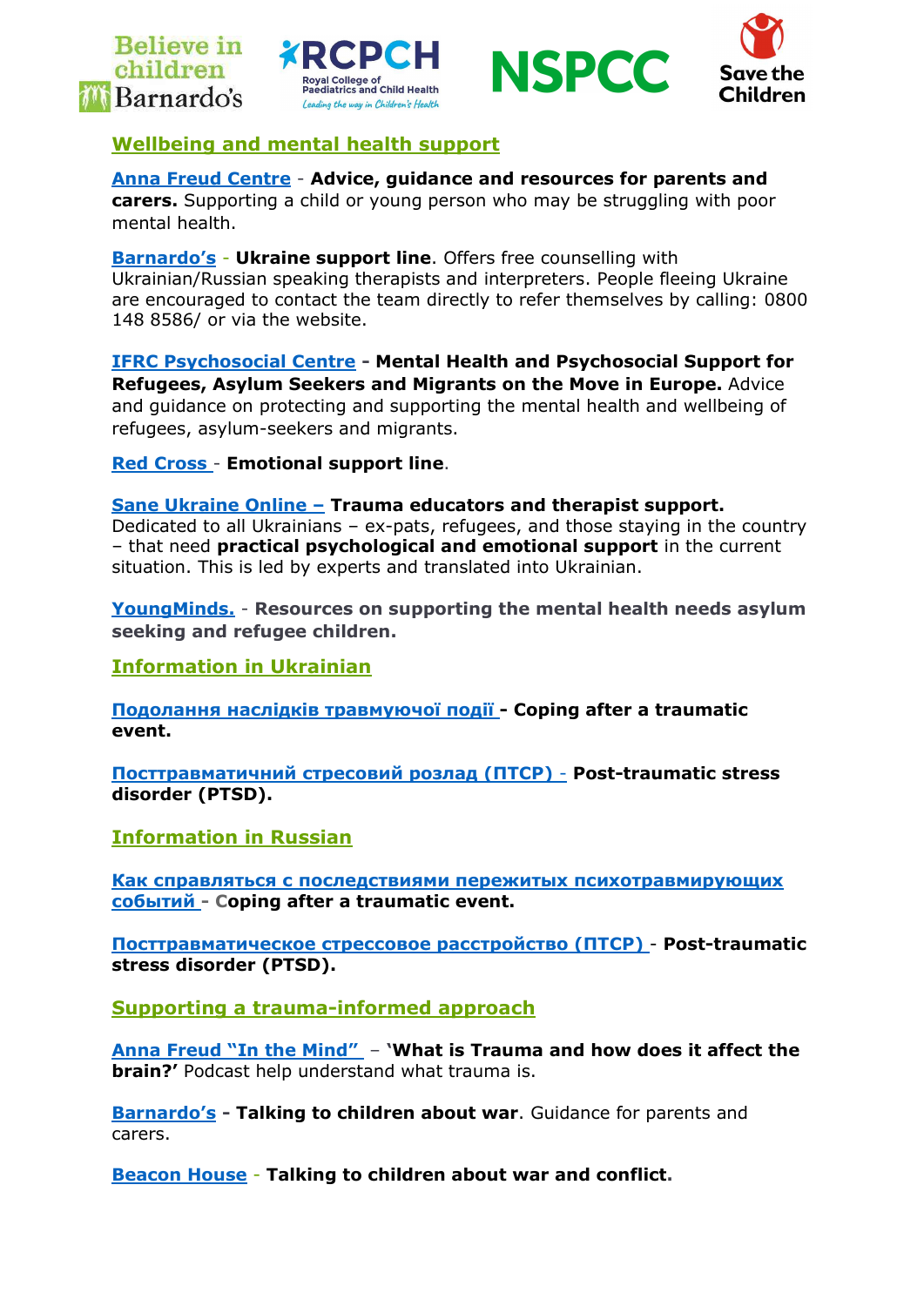## Wellbeing and mental health support

**Anna Freud Centre** - **Advice, guidance and resources for parents and carers.** Supporting a child or young person who may be struggling with poor mental health.

**Barnardo's** - **Ukraine support line**. Offers free counselling with Ukrainian/Russian speaking therapists and interpreters. People fleeing Ukraine are encouraged to contact the team directly to refer themselves by calling: 0800 148 8586/ or via the website.

**IFRC Psychosocial Centre** - **Mental Health and Psychosocial Support for Refugees, Asylum Seekers and Migrants on the Move in Europe.** Advice and guidance on protecting and supporting the mental health and wellbeing of refugees, asylum-seekers and migrants.

**Red Cross** - **Emotional support line**.

**Sane Ukraine Online –** **Trauma educators and therapist support.** Dedicated to all Ukrainians – ex-pats, refugees, and those staying in the country – that need **practical psychological and emotional support** in the current situation. This is led by experts and translated into Ukrainian.

**YoungMinds.** - **Resources on supporting the mental health needs asylum seeking and refugee children.**

## Information in Ukrainian

**Подолання наслідків травмуючої події** - **Coping after a traumatic event.**

**Посттравматичний стресовий розлад (ПТСР)** - **Post-traumatic stress disorder (PTSD).**

## Information in Russian

**Как справляться с последствиями пережитых психотравмирующих событий** - **Coping after a traumatic event.**

**Посттравматическое стрессовое расстройство (ПТСР)** - **Post-traumatic stress disorder (PTSD).**

## Supporting a trauma-informed approach

**Anna Freud "In the Mind"** – **'What is Trauma and how does it affect the brain?'** Podcast help understand what trauma is.

**Barnardo's** - **Talking to children about war**. Guidance for parents and carers.

**Beacon House** - **Talking to children about war and conflict.**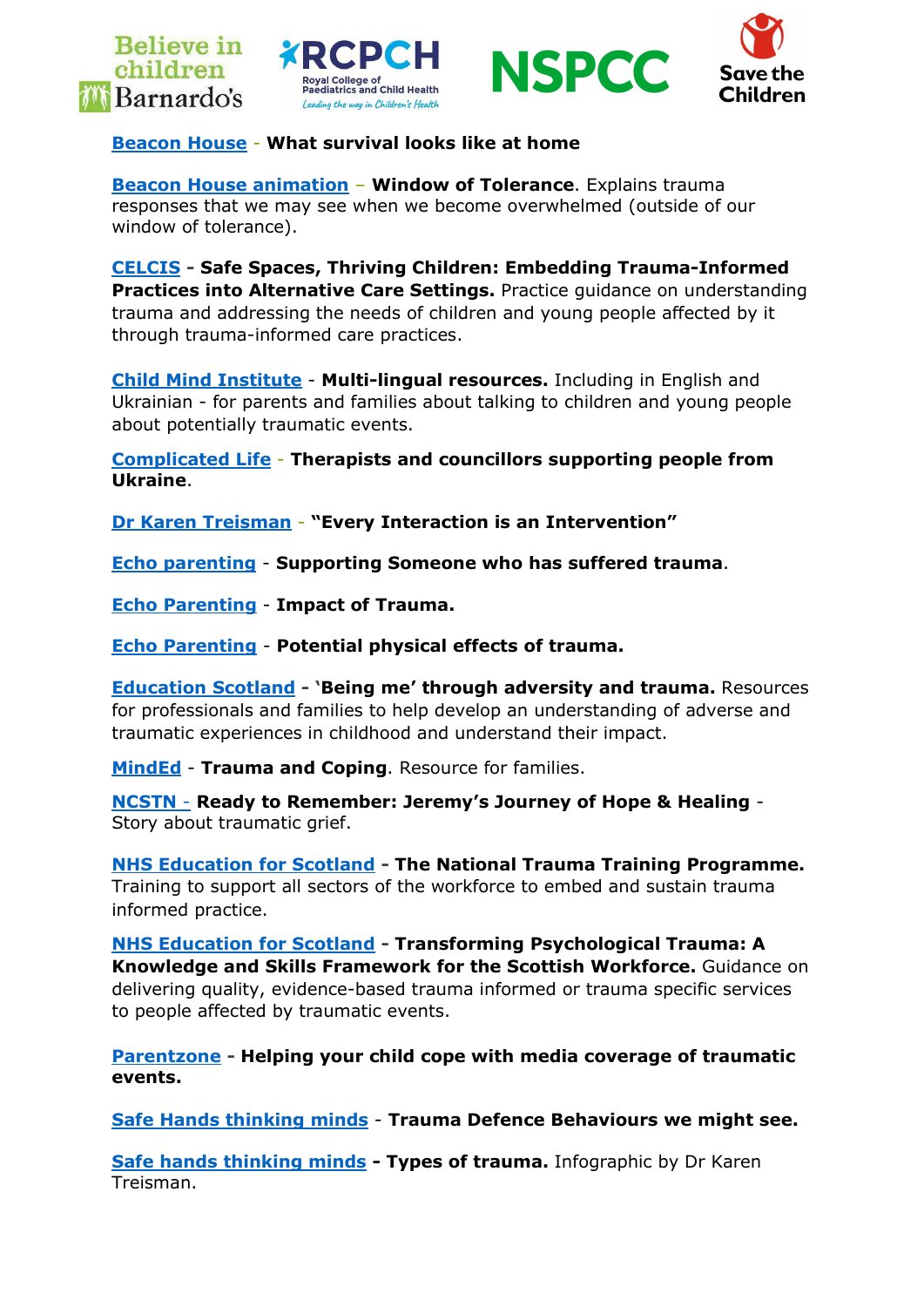**Beacon House** - **What survival looks like at home**

**Beacon House animation** – **Window of Tolerance**. Explains trauma responses that we may see when we become overwhelmed (outside of our window of tolerance).

**CELCIS** - **Safe Spaces, Thriving Children: Embedding Trauma-Informed Practices into Alternative Care Settings.** Practice guidance on understanding trauma and addressing the needs of children and young people affected by it through trauma-informed care practices.

**Child Mind Institute** - **Multi-lingual resources.** Including in English and Ukrainian - for parents and families about talking to children and young people about potentially traumatic events.

**Complicated Life** - **Therapists and councillors supporting people from Ukraine**.

**Dr Karen Treisman** - **"Every Interaction is an Intervention"**

**Echo parenting** - **Supporting Someone who has suffered trauma**.

**Echo Parenting** - **Impact of Trauma.**

**Echo Parenting** - **Potential physical effects of trauma.**

**Education Scotland** - **'Being me' through adversity and trauma.** Resources for professionals and families to help develop an understanding of adverse and traumatic experiences in childhood and understand their impact.

**MindEd** - **Trauma and Coping**. Resource for families.

**NCSTN** - **Ready to Remember: Jeremy's Journey of Hope & Healing** - Story about traumatic grief.

**NHS Education for Scotland** - **The National Trauma Training Programme.** Training to support all sectors of the workforce to embed and sustain trauma informed practice.

**NHS Education for Scotland** - **Transforming Psychological Trauma: A Knowledge and Skills Framework for the Scottish Workforce.** Guidance on delivering quality, evidence-based trauma informed or trauma specific services to people affected by traumatic events.

**Parentzone** - **Helping your child cope with media coverage of traumatic events.**

**Safe Hands thinking minds** - **Trauma Defence Behaviours we might see.**

**Safe hands thinking minds** - **Types of trauma.** Infographic by Dr Karen Treisman.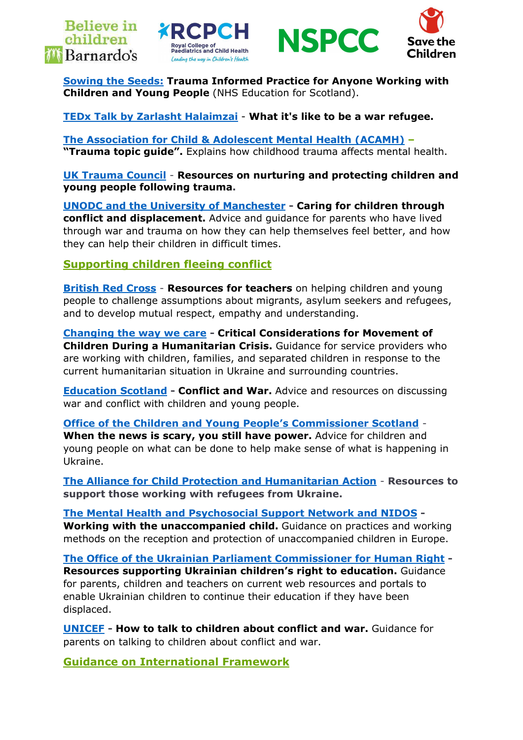**Sowing the Seeds: Trauma Informed Practice for Anyone Working with Children and Young People** (NHS Education for Scotland).

**TEDx Talk by Zarlasht Halaimzai - What it's like to be a war refugee.**

**The Association for Child & Adolescent Mental Health (ACAMH) – "Trauma topic guide".** Explains how childhood trauma affects mental health.

**UK Trauma Council - Resources on nurturing and protecting children and young people following trauma.**

**UNODC and the University of Manchester - Caring for children through conflict and displacement.** Advice and guidance for parents who have lived through war and trauma on how they can help themselves feel better, and how they can help their children in difficult times.

## Supporting children fleeing conflict

**British Red Cross - Resources for teachers** on helping children and young people to challenge assumptions about migrants, asylum seekers and refugees, and to develop mutual respect, empathy and understanding.

**Changing the way we care - Critical Considerations for Movement of Children During a Humanitarian Crisis.** Guidance for service providers who are working with children, families, and separated children in response to the current humanitarian situation in Ukraine and surrounding countries.

**Education Scotland - Conflict and War.** Advice and resources on discussing war and conflict with children and young people.

**Office of the Children and Young People's Commissioner Scotland - When the news is scary, you still have power.** Advice for children and young people on what can be done to help make sense of what is happening in Ukraine.

**The Alliance for Child Protection and Humanitarian Action - Resources to support those working with refugees from Ukraine.**

**The Mental Health and Psychosocial Support Network and NIDOS - Working with the unaccompanied child.** Guidance on practices and working methods on the reception and protection of unaccompanied children in Europe.

**The Office of the Ukrainian Parliament Commissioner for Human Right - Resources supporting Ukrainian children's right to education.** Guidance for parents, children and teachers on current web resources and portals to enable Ukrainian children to continue their education if they have been displaced.

**UNICEF - How to talk to children about conflict and war.** Guidance for parents on talking to children about conflict and war.

## Guidance on International Framework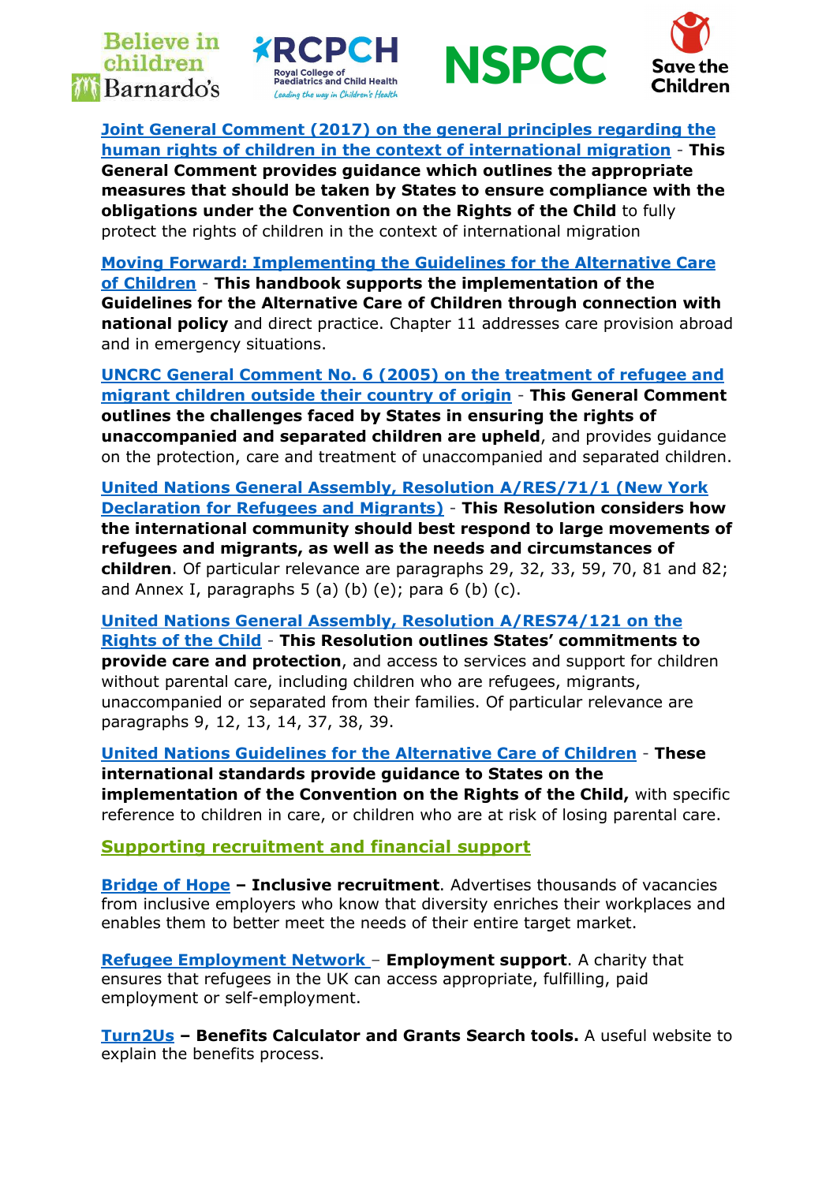[Joint General Comment (2017) on the general principles regarding the human rights of children in the context of international migration](#) - **This General Comment provides guidance which outlines the appropriate measures that should be taken by States to ensure compliance with the obligations under the Convention on the Rights of the Child** to fully protect the rights of children in the context of international migration

[Moving Forward: Implementing the Guidelines for the Alternative Care of Children](#) - **This handbook supports the implementation of the Guidelines for the Alternative Care of Children through connection with national policy** and direct practice. Chapter 11 addresses care provision abroad and in emergency situations.

[UNCRC General Comment No. 6 (2005) on the treatment of refugee and migrant children outside their country of origin](#) - **This General Comment outlines the challenges faced by States in ensuring the rights of unaccompanied and separated children are upheld**, and provides guidance on the protection, care and treatment of unaccompanied and separated children.

[United Nations General Assembly, Resolution A/RES/71/1 (New York Declaration for Refugees and Migrants)](#) - **This Resolution considers how the international community should best respond to large movements of refugees and migrants, as well as the needs and circumstances of children**. Of particular relevance are paragraphs 29, 32, 33, 59, 70, 81 and 82; and Annex I, paragraphs 5 (a) (b) (e); para 6 (b) (c).

[United Nations General Assembly, Resolution A/RES74/121 on the Rights of the Child](#) - **This Resolution outlines States' commitments to provide care and protection**, and access to services and support for children without parental care, including children who are refugees, migrants, unaccompanied or separated from their families. Of particular relevance are paragraphs 9, 12, 13, 14, 37, 38, 39.

[United Nations Guidelines for the Alternative Care of Children](#) - **These international standards provide guidance to States on the implementation of the Convention on the Rights of the Child,** with specific reference to children in care, or children who are at risk of losing parental care.

## Supporting recruitment and financial support

[Bridge of Hope](#) **– Inclusive recruitment**. Advertises thousands of vacancies from inclusive employers who know that diversity enriches their workplaces and enables them to better meet the needs of their entire target market.

[Refugee Employment Network](#) – **Employment support**. A charity that ensures that refugees in the UK can access appropriate, fulfilling, paid employment or self-employment.

[Turn2Us](#) **– Benefits Calculator and Grants Search tools.** A useful website to explain the benefits process.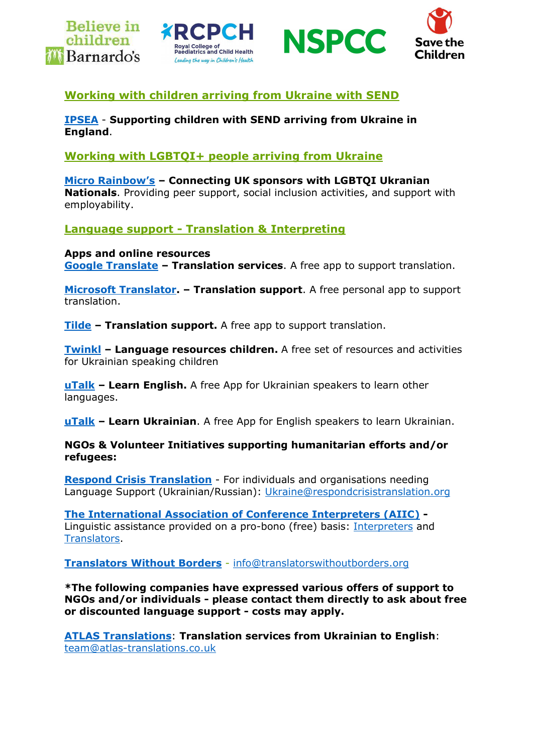## Working with children arriving from Ukraine with SEND

**IPSEA** - **Supporting children with SEND arriving from Ukraine in England**.

## Working with LGBTQI+ people arriving from Ukraine

**Micro Rainbow's** – **Connecting UK sponsors with LGBTQI Ukranian Nationals**. Providing peer support, social inclusion activities, and support with employability.

## Language support - Translation & Interpreting

**Apps and online resources**

**Google Translate** – **Translation services**. A free app to support translation.

**Microsoft Translator**. – **Translation support**. A free personal app to support translation.

**Tilde** – **Translation support.** A free app to support translation.

**Twinkl** – **Language resources children.** A free set of resources and activities for Ukrainian speaking children

**uTalk** – **Learn English.** A free App for Ukrainian speakers to learn other languages.

**uTalk** – **Learn Ukrainian**. A free App for English speakers to learn Ukrainian.

**NGOs & Volunteer Initiatives supporting humanitarian efforts and/or refugees:**

**Respond Crisis Translation** - For individuals and organisations needing Language Support (Ukrainian/Russian): Ukraine@respondcrisistranslation.org

**The International Association of Conference Interpreters (AIIC)** - Linguistic assistance provided on a pro-bono (free) basis: Interpreters and Translators.

**Translators Without Borders** - info@translatorswithoutborders.org

**\*The following companies have expressed various offers of support to NGOs and/or individuals - please contact them directly to ask about free or discounted language support - costs may apply.**

**ATLAS Translations**: **Translation services from Ukrainian to English**: team@atlas-translations.co.uk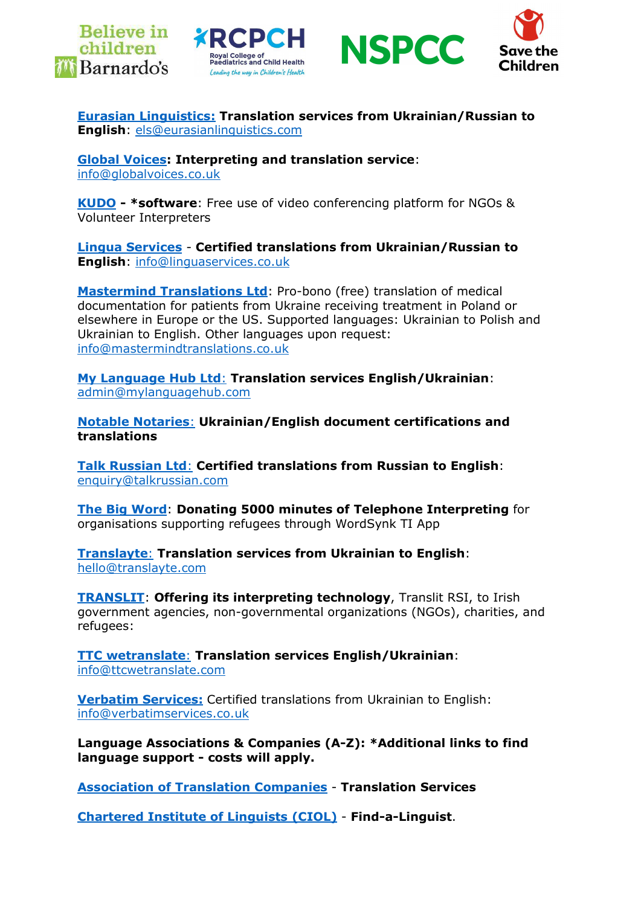**Eurasian Linguistics:** **Translation services from Ukrainian/Russian to English**: els@eurasianlinguistics.com

**Global Voices: Interpreting and translation service**: info@globalvoices.co.uk

**KUDO** - ***software**: Free use of video conferencing platform for NGOs & Volunteer Interpreters

**Lingua Services** - **Certified translations from Ukrainian/Russian to English**: info@linguaservices.co.uk

**Mastermind Translations Ltd**: Pro-bono (free) translation of medical documentation for patients from Ukraine receiving treatment in Poland or elsewhere in Europe or the US. Supported languages: Ukrainian to Polish and Ukrainian to English. Other languages upon request: info@mastermindtranslations.co.uk

**My Language Hub Ltd**: **Translation services English/Ukrainian**: admin@mylanguagehub.com

**Notable Notaries**: **Ukrainian/English document certifications and translations**

**Talk Russian Ltd**: **Certified translations from Russian to English**: enquiry@talkrussian.com

**The Big Word**: **Donating 5000 minutes of Telephone Interpreting** for organisations supporting refugees through WordSynk TI App

**Translayte**: **Translation services from Ukrainian to English**: hello@translayte.com

**TRANSLIT**: **Offering its interpreting technology**, Translit RSI, to Irish government agencies, non-governmental organizations (NGOs), charities, and refugees:

**TTC wetranslate**: **Translation services English/Ukrainian**: info@ttcwetranslate.com

**Verbatim Services:** Certified translations from Ukrainian to English: info@verbatimservices.co.uk

**Language Associations & Companies (A-Z): *Additional links to find language support - costs will apply.**

**Association of Translation Companies** - **Translation Services**

**Chartered Institute of Linguists (CIOL)** - **Find-a-Linguist**.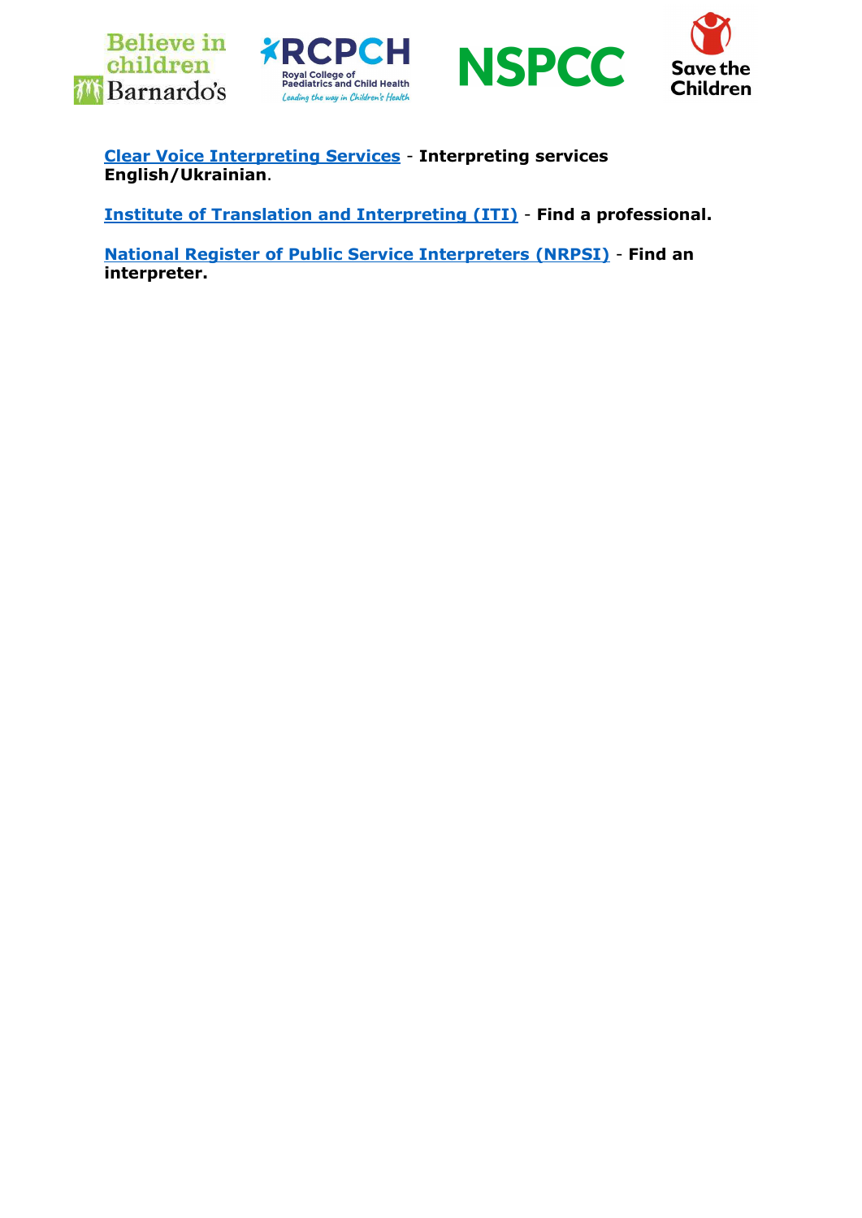**Clear Voice Interpreting Services** - **Interpreting services English/Ukrainian**.

**Institute of Translation and Interpreting (ITI)** - **Find a professional.**

**National Register of Public Service Interpreters (NRPSI)** - **Find an interpreter.**